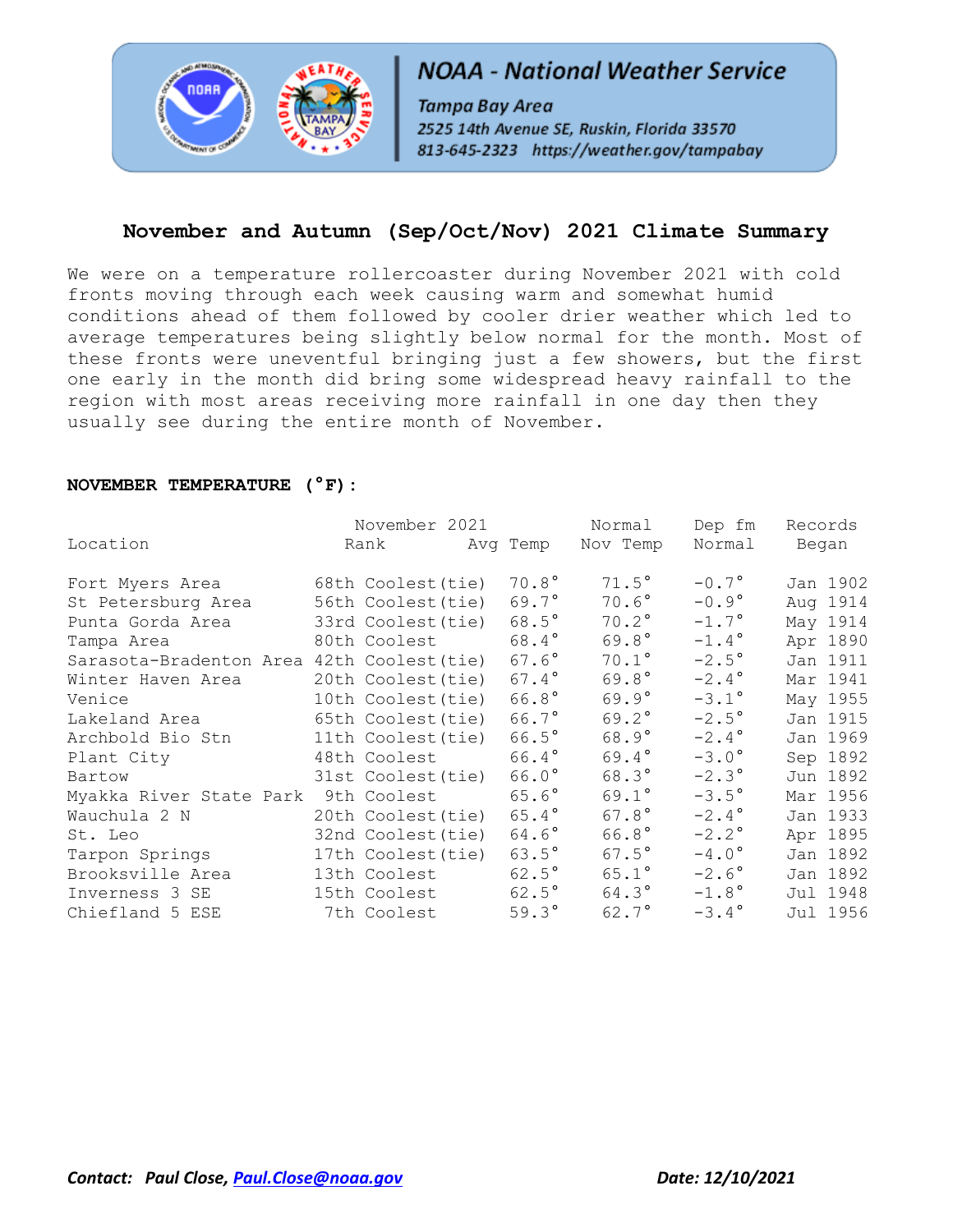NOAA - National Weather Service

Tampa Bay Area

2525 14th Avenue SE, Ruskin, Florida 33570

813-645-2323 https://weather.gov/tampabay

# November and Autumn (Sep/Oct/Nov) 2021 Climate Summary

We were on a temperature rollercoaster during November 2021 with cold fronts moving through each week causing warm and somewhat humid conditions ahead of them followed by cooler drier weather which led to average temperatures being slightly below normal for the month. Most of these fronts were uneventful bringing just a few showers, but the first one early in the month did bring some widespread heavy rainfall to the region with most areas receiving more rainfall in one day then they usually see during the entire month of November.

## NOVEMBER TEMPERATURE (°F):

| Location | November 2021 Rank | Avg Temp | Normal Nov Temp | Dep fm Normal | Records Began |
|---|---|---|---|---|---|
| Fort Myers Area | 68th Coolest(tie) | 70.8° | 71.5° | -0.7° | Jan 1902 |
| St Petersburg Area | 56th Coolest(tie) | 69.7° | 70.6° | -0.9° | Aug 1914 |
| Punta Gorda Area | 33rd Coolest(tie) | 68.5° | 70.2° | -1.7° | May 1914 |
| Tampa Area | 80th Coolest | 68.4° | 69.8° | -1.4° | Apr 1890 |
| Sarasota-Bradenton Area | 42th Coolest(tie) | 67.6° | 70.1° | -2.5° | Jan 1911 |
| Winter Haven Area | 20th Coolest(tie) | 67.4° | 69.8° | -2.4° | Mar 1941 |
| Venice | 10th Coolest(tie) | 66.8° | 69.9° | -3.1° | May 1955 |
| Lakeland Area | 65th Coolest(tie) | 66.7° | 69.2° | -2.5° | Jan 1915 |
| Archbold Bio Stn | 11th Coolest(tie) | 66.5° | 68.9° | -2.4° | Jan 1969 |
| Plant City | 48th Coolest | 66.4° | 69.4° | -3.0° | Sep 1892 |
| Bartow | 31st Coolest(tie) | 66.0° | 68.3° | -2.3° | Jun 1892 |
| Myakka River State Park | 9th Coolest | 65.6° | 69.1° | -3.5° | Mar 1956 |
| Wauchula 2 N | 20th Coolest(tie) | 65.4° | 67.8° | -2.4° | Jan 1933 |
| St. Leo | 32nd Coolest(tie) | 64.6° | 66.8° | -2.2° | Apr 1895 |
| Tarpon Springs | 17th Coolest(tie) | 63.5° | 67.5° | -4.0° | Jan 1892 |
| Brooksville Area | 13th Coolest | 62.5° | 65.1° | -2.6° | Jan 1892 |
| Inverness 3 SE | 15th Coolest | 62.5° | 64.3° | -1.8° | Jul 1948 |
| Chiefland 5 ESE | 7th Coolest | 59.3° | 62.7° | -3.4° | Jul 1956 |

*Contact: Paul Close, Paul.Close@noaa.gov* *Date: 12/10/2021*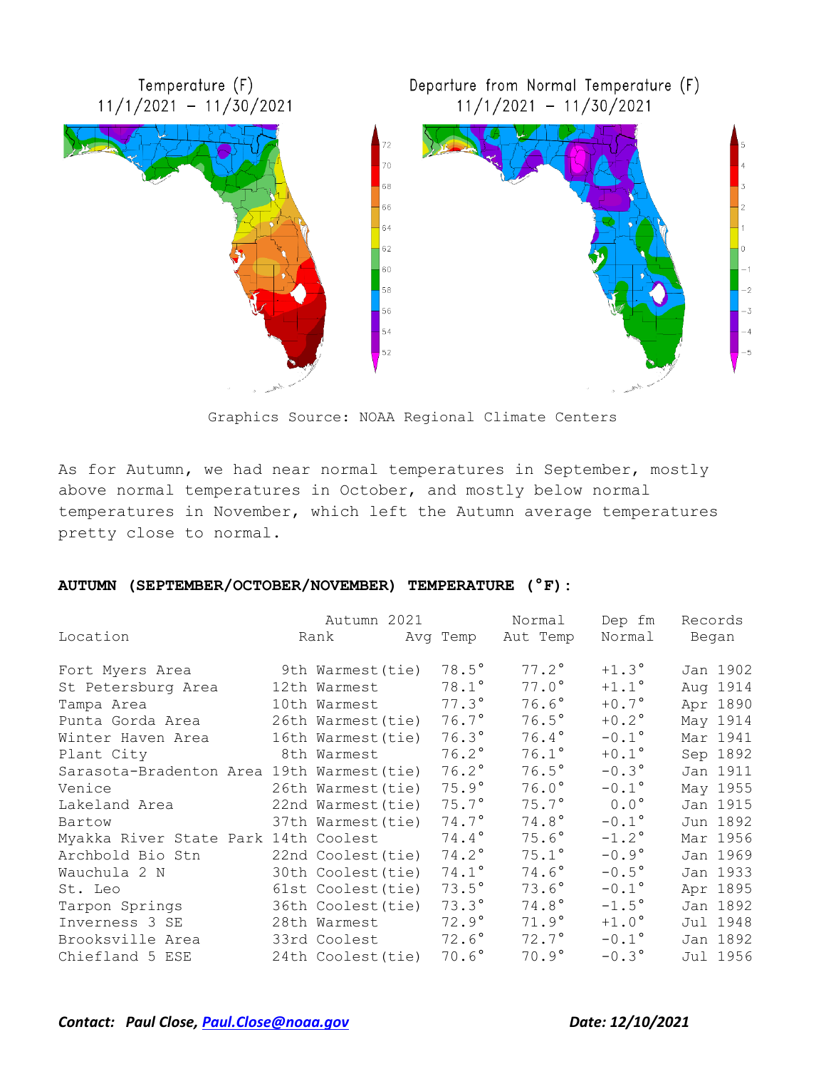Temperature (F) 11/1/2021 – 11/30/2021

Departure from Normal Temperature (F) 11/1/2021 – 11/30/2021

Graphics Source: NOAA Regional Climate Centers

As for Autumn, we had near normal temperatures in September, mostly above normal temperatures in October, and mostly below normal temperatures in November, which left the Autumn average temperatures pretty close to normal.

**AUTUMN (SEPTEMBER/OCTOBER/NOVEMBER) TEMPERATURE (°F):**

| Location | Autumn 2021 Rank | Autumn 2021 Avg Temp | Normal Aut Temp | Dep fm Normal | Records Began |
|---|---|---|---|---|---|
| Fort Myers Area | 9th Warmest(tie) | 78.5° | 77.2° | +1.3° | Jan 1902 |
| St Petersburg Area | 12th Warmest | 78.1° | 77.0° | +1.1° | Aug 1914 |
| Tampa Area | 10th Warmest | 77.3° | 76.6° | +0.7° | Apr 1890 |
| Punta Gorda Area | 26th Warmest(tie) | 76.7° | 76.5° | +0.2° | May 1914 |
| Winter Haven Area | 16th Warmest(tie) | 76.3° | 76.4° | -0.1° | Mar 1941 |
| Plant City | 8th Warmest | 76.2° | 76.1° | +0.1° | Sep 1892 |
| Sarasota-Bradenton Area | 19th Warmest(tie) | 76.2° | 76.5° | -0.3° | Jan 1911 |
| Venice | 26th Warmest(tie) | 75.9° | 76.0° | -0.1° | May 1955 |
| Lakeland Area | 22nd Warmest(tie) | 75.7° | 75.7° | 0.0° | Jan 1915 |
| Bartow | 37th Warmest(tie) | 74.7° | 74.8° | -0.1° | Jun 1892 |
| Myakka River State Park | 14th Coolest | 74.4° | 75.6° | -1.2° | Mar 1956 |
| Archbold Bio Stn | 22nd Coolest(tie) | 74.2° | 75.1° | -0.9° | Jan 1969 |
| Wauchula 2 N | 30th Coolest(tie) | 74.1° | 74.6° | -0.5° | Jan 1933 |
| St. Leo | 61st Coolest(tie) | 73.5° | 73.6° | -0.1° | Apr 1895 |
| Tarpon Springs | 36th Coolest(tie) | 73.3° | 74.8° | -1.5° | Jan 1892 |
| Inverness 3 SE | 28th Warmest | 72.9° | 71.9° | +1.0° | Jul 1948 |
| Brooksville Area | 33rd Coolest | 72.6° | 72.7° | -0.1° | Jan 1892 |
| Chiefland 5 ESE | 24th Coolest(tie) | 70.6° | 70.9° | -0.3° | Jul 1956 |

***Contact: Paul Close, [Paul.Close@noaa.gov](mailto:Paul.Close@noaa.gov)*** ***Date: 12/10/2021***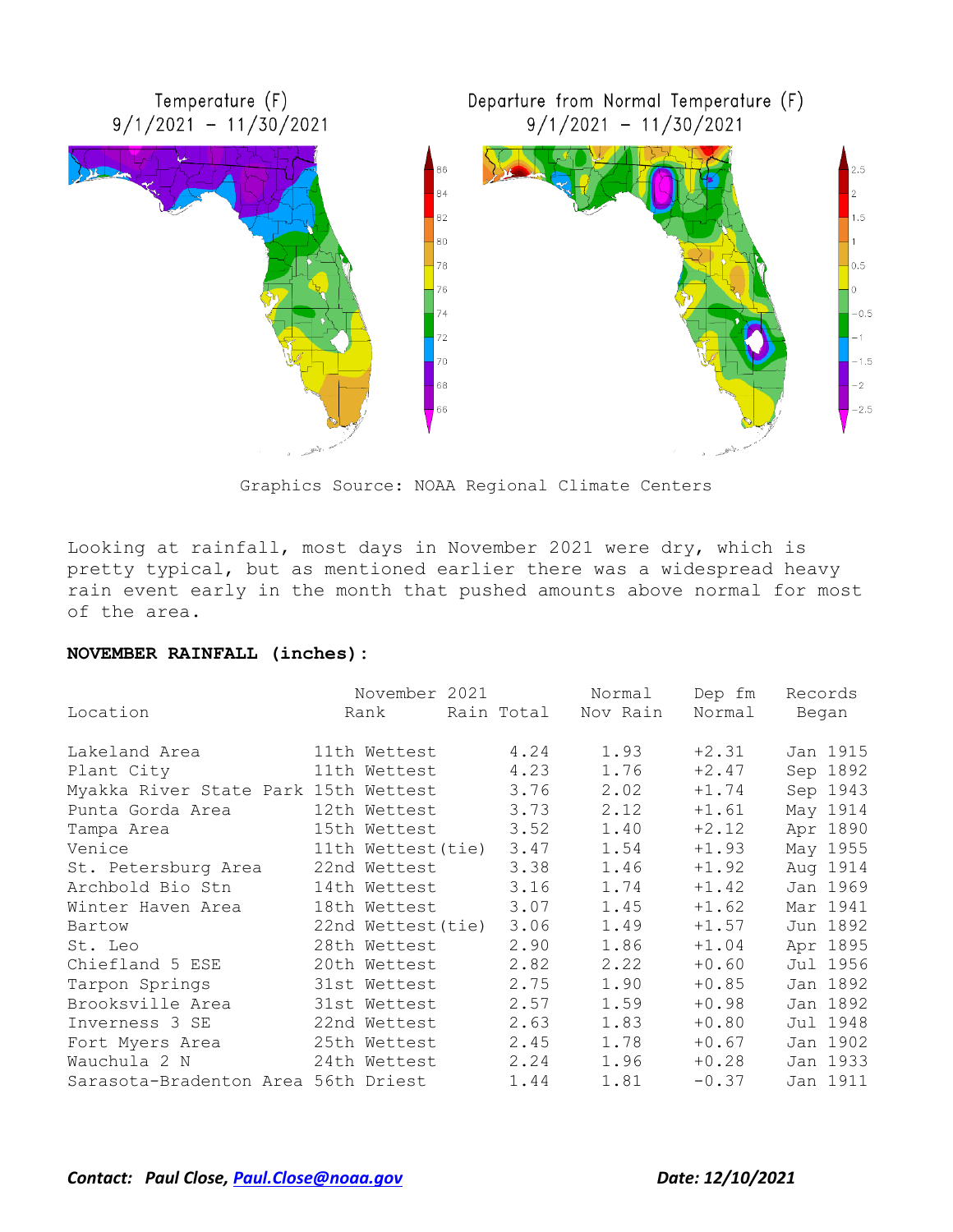Temperature (F)
9/1/2021 – 11/30/2021

Departure from Normal Temperature (F)
9/1/2021 – 11/30/2021

Graphics Source: NOAA Regional Climate Centers

Looking at rainfall, most days in November 2021 were dry, which is pretty typical, but as mentioned earlier there was a widespread heavy rain event early in the month that pushed amounts above normal for most of the area.

**NOVEMBER RAINFALL (inches):**

| Location | November 2021 Rank | November 2021 Rain Total | Normal Nov Rain | Dep fm Normal | Records Began |
|---|---|---|---|---|---|
| Lakeland Area | 11th Wettest | 4.24 | 1.93 | +2.31 | Jan 1915 |
| Plant City | 11th Wettest | 4.23 | 1.76 | +2.47 | Sep 1892 |
| Myakka River State Park | 15th Wettest | 3.76 | 2.02 | +1.74 | Sep 1943 |
| Punta Gorda Area | 12th Wettest | 3.73 | 2.12 | +1.61 | May 1914 |
| Tampa Area | 15th Wettest | 3.52 | 1.40 | +2.12 | Apr 1890 |
| Venice | 11th Wettest (tie) | 3.47 | 1.54 | +1.93 | May 1955 |
| St. Petersburg Area | 22nd Wettest | 3.38 | 1.46 | +1.92 | Aug 1914 |
| Archbold Bio Stn | 14th Wettest | 3.16 | 1.74 | +1.42 | Jan 1969 |
| Winter Haven Area | 18th Wettest | 3.07 | 1.45 | +1.62 | Mar 1941 |
| Bartow | 22nd Wettest (tie) | 3.06 | 1.49 | +1.57 | Jun 1892 |
| St. Leo | 28th Wettest | 2.90 | 1.86 | +1.04 | Apr 1895 |
| Chiefland 5 ESE | 20th Wettest | 2.82 | 2.22 | +0.60 | Jul 1956 |
| Tarpon Springs | 31st Wettest | 2.75 | 1.90 | +0.85 | Jan 1892 |
| Brooksville Area | 31st Wettest | 2.57 | 1.59 | +0.98 | Jan 1892 |
| Inverness 3 SE | 22nd Wettest | 2.63 | 1.83 | +0.80 | Jul 1948 |
| Fort Myers Area | 25th Wettest | 2.45 | 1.78 | +0.67 | Jan 1902 |
| Wauchula 2 N | 24th Wettest | 2.24 | 1.96 | +0.28 | Jan 1933 |
| Sarasota-Bradenton Area | 56th Driest | 1.44 | 1.81 | -0.37 | Jan 1911 |

***Contact: Paul Close, Paul.Close@noaa.gov*** ***Date: 12/10/2021***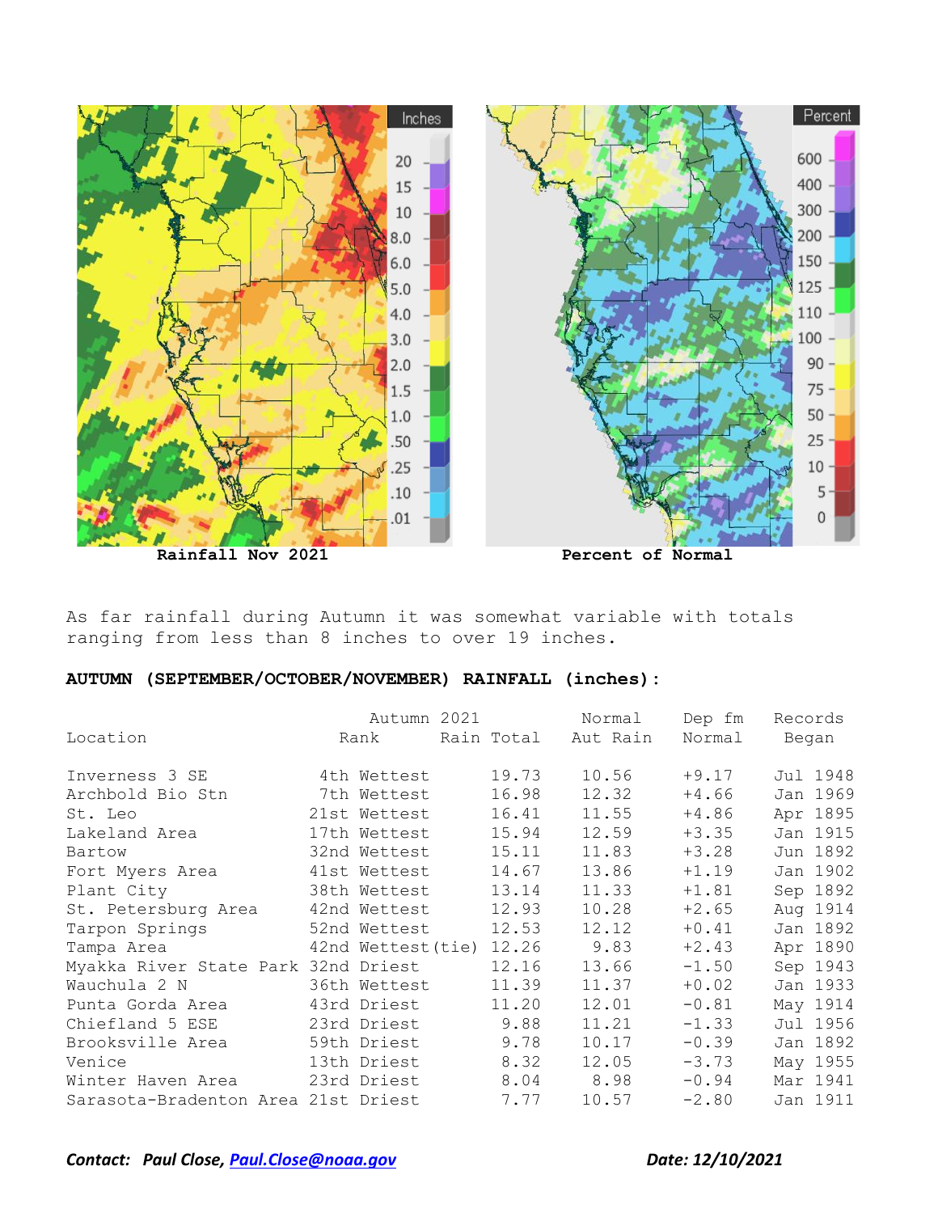Rainfall Nov 2021

Percent of Normal

As far rainfall during Autumn it was somewhat variable with totals ranging from less than 8 inches to over 19 inches.

**AUTUMN (SEPTEMBER/OCTOBER/NOVEMBER) RAINFALL (inches):**

| Location | Autumn 2021 Rank | Rain Total | Normal Aut Rain | Dep fm Normal | Records Began |
|---|---|---|---|---|---|
| Inverness 3 SE | 4th Wettest | 19.73 | 10.56 | +9.17 | Jul 1948 |
| Archbold Bio Stn | 7th Wettest | 16.98 | 12.32 | +4.66 | Jan 1969 |
| St. Leo | 21st Wettest | 16.41 | 11.55 | +4.86 | Apr 1895 |
| Lakeland Area | 17th Wettest | 15.94 | 12.59 | +3.35 | Jan 1915 |
| Bartow | 32nd Wettest | 15.11 | 11.83 | +3.28 | Jun 1892 |
| Fort Myers Area | 41st Wettest | 14.67 | 13.86 | +1.19 | Jan 1902 |
| Plant City | 38th Wettest | 13.14 | 11.33 | +1.81 | Sep 1892 |
| St. Petersburg Area | 42nd Wettest | 12.93 | 10.28 | +2.65 | Aug 1914 |
| Tarpon Springs | 52nd Wettest | 12.53 | 12.12 | +0.41 | Jan 1892 |
| Tampa Area | 42nd Wettest(tie) | 12.26 | 9.83 | +2.43 | Apr 1890 |
| Myakka River State Park | 32nd Driest | 12.16 | 13.66 | -1.50 | Sep 1943 |
| Wauchula 2 N | 36th Wettest | 11.39 | 11.37 | +0.02 | Jan 1933 |
| Punta Gorda Area | 43rd Driest | 11.20 | 12.01 | -0.81 | May 1914 |
| Chiefland 5 ESE | 23rd Driest | 9.88 | 11.21 | -1.33 | Jul 1956 |
| Brooksville Area | 59th Driest | 9.78 | 10.17 | -0.39 | Jan 1892 |
| Venice | 13th Driest | 8.32 | 12.05 | -3.73 | May 1955 |
| Winter Haven Area | 23rd Driest | 8.04 | 8.98 | -0.94 | Mar 1941 |
| Sarasota-Bradenton Area | 21st Driest | 7.77 | 10.57 | -2.80 | Jan 1911 |

*Contact: Paul Close, Paul.Close@noaa.gov* *Date: 12/10/2021*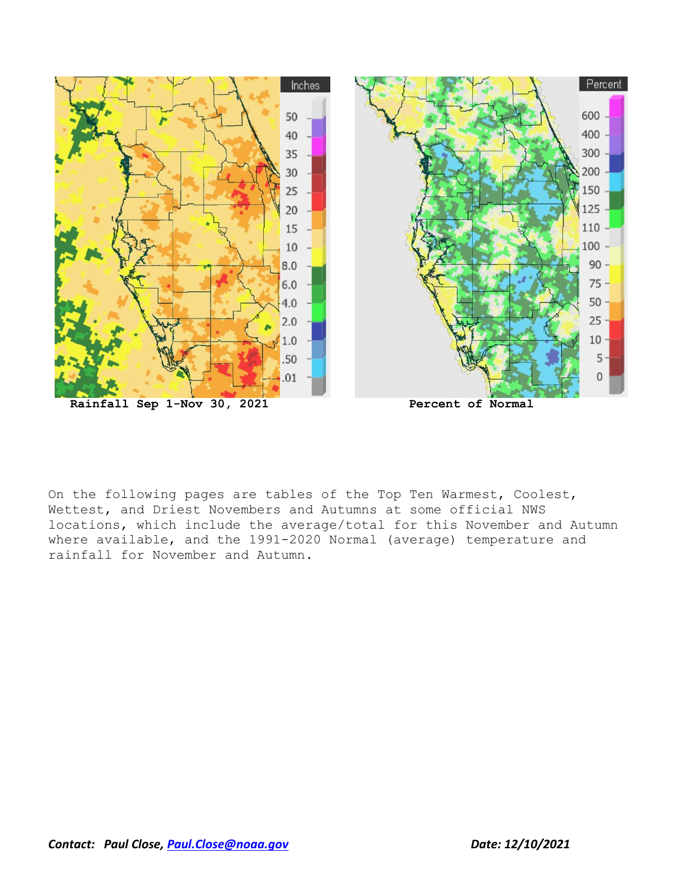**Rainfall Sep 1-Nov 30, 2021**

**Percent of Normal**

On the following pages are tables of the Top Ten Warmest, Coolest, Wettest, and Driest Novembers and Autumns at some official NWS locations, which include the average/total for this November and Autumn where available, and the 1991-2020 Normal (average) temperature and rainfall for November and Autumn.

***Contact: Paul Close, [Paul.Close@noaa.gov](mailto:Paul.Close@noaa.gov)*** ***Date: 12/10/2021***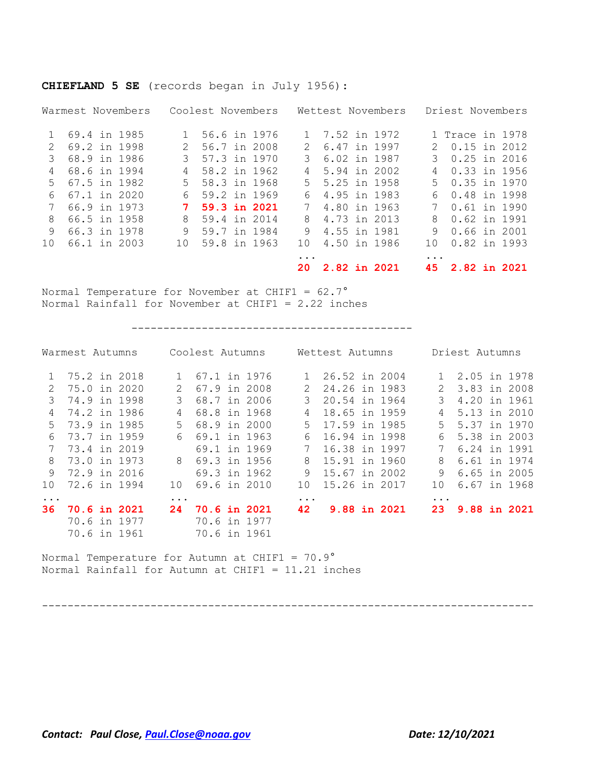**CHIEFLAND 5 SE** (records began in July 1956):

| Warmest Novembers | | Coolest Novembers | | Wettest Novembers | | Driest Novembers | |
|---|---|---|---|---|---|---|---|
| 1 | 69.4 in 1985 | 1 | 56.6 in 1976 | 1 | 7.52 in 1972 | 1 | Trace in 1978 |
| 2 | 69.2 in 1998 | 2 | 56.7 in 2008 | 2 | 6.47 in 1997 | 2 | 0.15 in 2012 |
| 3 | 68.9 in 1986 | 3 | 57.3 in 1970 | 3 | 6.02 in 1987 | 3 | 0.25 in 2016 |
| 4 | 68.6 in 1994 | 4 | 58.2 in 1962 | 4 | 5.94 in 2002 | 4 | 0.33 in 1956 |
| 5 | 67.5 in 1982 | 5 | 58.3 in 1968 | 5 | 5.25 in 1958 | 5 | 0.35 in 1970 |
| 6 | 67.1 in 2020 | 6 | 59.2 in 1969 | 6 | 4.95 in 1983 | 6 | 0.48 in 1998 |
| 7 | 66.9 in 1973 | **7** | **59.3 in 2021** | 7 | 4.80 in 1963 | 7 | 0.61 in 1990 |
| 8 | 66.5 in 1958 | 8 | 59.4 in 2014 | 8 | 4.73 in 2013 | 8 | 0.62 in 1991 |
| 9 | 66.3 in 1978 | 9 | 59.7 in 1984 | 9 | 4.55 in 1981 | 9 | 0.66 in 2001 |
| 10 | 66.1 in 2003 | 10 | 59.8 in 1963 | 10 | 4.50 in 1986 | 10 | 0.82 in 1993 |
| | | | | ... | | ... | |
| | | | | **20** | **2.82 in 2021** | **45** | **2.82 in 2021** |

Normal Temperature for November at CHIF1 = 62.7°
Normal Rainfall for November at CHIF1 = 2.22 inches

---

| Warmest Autumns | | Coolest Autumns | | Wettest Autumns | | Driest Autumns | |
|---|---|---|---|---|---|---|---|
| 1 | 75.2 in 2018 | 1 | 67.1 in 1976 | 1 | 26.52 in 2004 | 1 | 2.05 in 1978 |
| 2 | 75.0 in 2020 | 2 | 67.9 in 2008 | 2 | 24.26 in 1983 | 2 | 3.83 in 2008 |
| 3 | 74.9 in 1998 | 3 | 68.7 in 2006 | 3 | 20.54 in 1964 | 3 | 4.20 in 1961 |
| 4 | 74.2 in 1986 | 4 | 68.8 in 1968 | 4 | 18.65 in 1959 | 4 | 5.13 in 2010 |
| 5 | 73.9 in 1985 | 5 | 68.9 in 2000 | 5 | 17.59 in 1985 | 5 | 5.37 in 1970 |
| 6 | 73.7 in 1959 | 6 | 69.1 in 1963 | 6 | 16.94 in 1998 | 6 | 5.38 in 2003 |
| 7 | 73.4 in 2019 | | 69.1 in 1969 | 7 | 16.38 in 1997 | 7 | 6.24 in 1991 |
| 8 | 73.0 in 1973 | 8 | 69.3 in 1956 | 8 | 15.91 in 1960 | 8 | 6.61 in 1974 |
| 9 | 72.9 in 2016 | | 69.3 in 1962 | 9 | 15.67 in 2002 | 9 | 6.65 in 2005 |
| 10 | 72.6 in 1994 | 10 | 69.6 in 2010 | 10 | 15.26 in 2017 | 10 | 6.67 in 1968 |
| ... | | ... | | ... | | ... | |
| **36** | **70.6 in 2021** | **24** | **70.6 in 2021** | **42** | **9.88 in 2021** | **23** | **9.88 in 2021** |
| | 70.6 in 1977 | | 70.6 in 1977 | | | | |
| | 70.6 in 1961 | | 70.6 in 1961 | | | | |

Normal Temperature for Autumn at CHIF1 = 70.9°
Normal Rainfall for Autumn at CHIF1 = 11.21 inches

---

***Contact:* *Paul Close, [Paul.Close@noaa.gov](mailto:Paul.Close@noaa.gov)*** ***Date: 12/10/2021***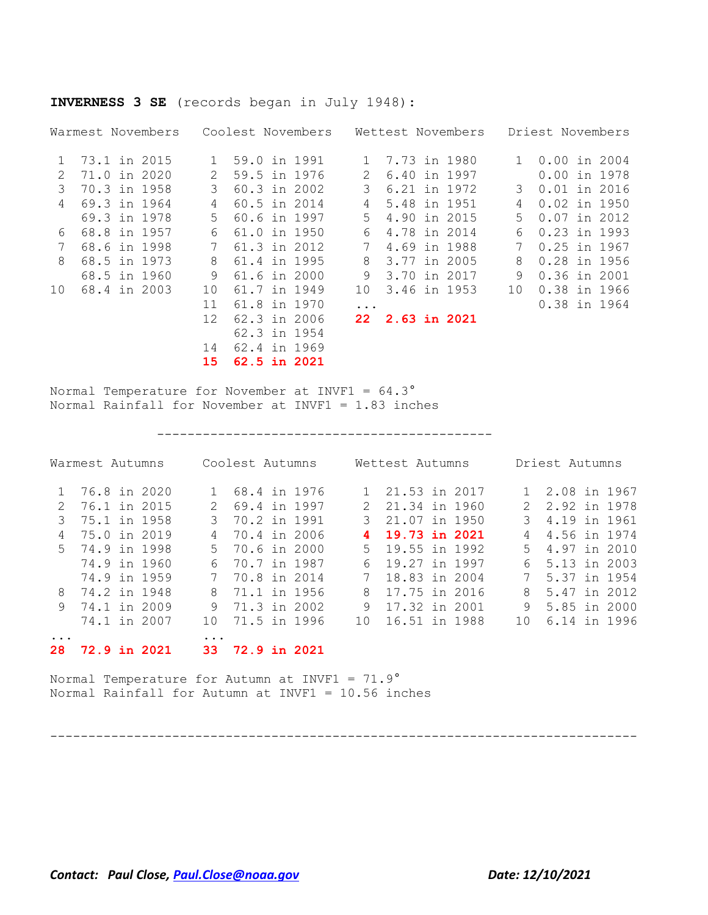**INVERNESS 3 SE** (records began in July 1948):

| Warmest Novembers | Coolest Novembers | Wettest Novembers | Driest Novembers |
|---|---|---|---|
| 1 73.1 in 2015 | 1 59.0 in 1991 | 1 7.73 in 1980 | 1 0.00 in 2004 |
| 2 71.0 in 2020 | 2 59.5 in 1976 | 2 6.40 in 1997 | 0.00 in 1978 |
| 3 70.3 in 1958 | 3 60.3 in 2002 | 3 6.21 in 1972 | 3 0.01 in 2016 |
| 4 69.3 in 1964 | 4 60.5 in 2014 | 4 5.48 in 1951 | 4 0.02 in 1950 |
| 69.3 in 1978 | 5 60.6 in 1997 | 5 4.90 in 2015 | 5 0.07 in 2012 |
| 6 68.8 in 1957 | 6 61.0 in 1950 | 6 4.78 in 2014 | 6 0.23 in 1993 |
| 7 68.6 in 1998 | 7 61.3 in 2012 | 7 4.69 in 1988 | 7 0.25 in 1967 |
| 8 68.5 in 1973 | 8 61.4 in 1995 | 8 3.77 in 2005 | 8 0.28 in 1956 |
| 68.5 in 1960 | 9 61.6 in 2000 | 9 3.70 in 2017 | 9 0.36 in 2001 |
| 10 68.4 in 2003 | 10 61.7 in 1949 | 10 3.46 in 1953 | 10 0.38 in 1966 |
| | 11 61.8 in 1970 | ... | 0.38 in 1964 |
| | 12 62.3 in 2006 | **22 2.63 in 2021** | |
| | 62.3 in 1954 | | |
| | 14 62.4 in 1969 | | |
| | **15 62.5 in 2021** | | |

Normal Temperature for November at INVF1 = 64.3°
Normal Rainfall for November at INVF1 = 1.83 inches

---

| Warmest Autumns | Coolest Autumns | Wettest Autumns | Driest Autumns |
|---|---|---|---|
| 1 76.8 in 2020 | 1 68.4 in 1976 | 1 21.53 in 2017 | 1 2.08 in 1967 |
| 2 76.1 in 2015 | 2 69.4 in 1997 | 2 21.34 in 1960 | 2 2.92 in 1978 |
| 3 75.1 in 1958 | 3 70.2 in 1991 | 3 21.07 in 1950 | 3 4.19 in 1961 |
| 4 75.0 in 2019 | 4 70.4 in 2006 | **4 19.73 in 2021** | 4 4.56 in 1974 |
| 5 74.9 in 1998 | 5 70.6 in 2000 | 5 19.55 in 1992 | 5 4.97 in 2010 |
| 74.9 in 1960 | 6 70.7 in 1987 | 6 19.27 in 1997 | 6 5.13 in 2003 |
| 74.9 in 1959 | 7 70.8 in 2014 | 7 18.83 in 2004 | 7 5.37 in 1954 |
| 8 74.2 in 1948 | 8 71.1 in 1956 | 8 17.75 in 2016 | 8 5.47 in 2012 |
| 9 74.1 in 2009 | 9 71.3 in 2002 | 9 17.32 in 2001 | 9 5.85 in 2000 |
| 74.1 in 2007 | 10 71.5 in 1996 | 10 16.51 in 1988 | 10 6.14 in 1996 |
| ... | ... | | |
| **28 72.9 in 2021** | **33 72.9 in 2021** | | |

Normal Temperature for Autumn at INVF1 = 71.9°
Normal Rainfall for Autumn at INVF1 = 10.56 inches

---

***Contact:* Paul Close, [Paul.Close@noaa.gov](mailto:Paul.Close@noaa.gov)** ***Date: 12/10/2021***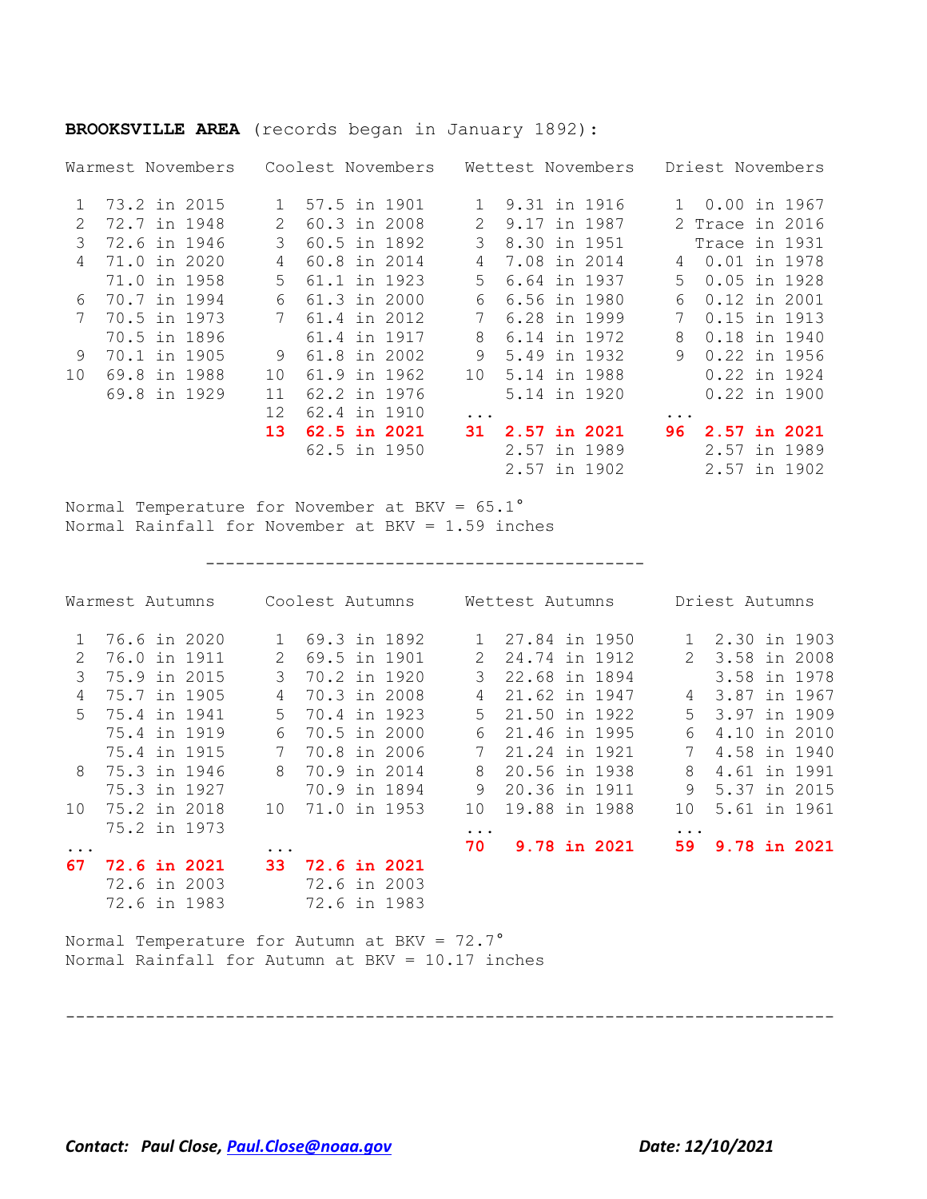**BROOKSVILLE AREA** (records began in January 1892):

| Warmest Novembers | | Coolest Novembers | | Wettest Novembers | | Driest Novembers | |
|---|---|---|---|---|---|---|---|
| 1 | 73.2 in 2015 | 1 | 57.5 in 1901 | 1 | 9.31 in 1916 | 1 | 0.00 in 1967 |
| 2 | 72.7 in 1948 | 2 | 60.3 in 2008 | 2 | 9.17 in 1987 | 2 | Trace in 2016 |
| 3 | 72.6 in 1946 | 3 | 60.5 in 1892 | 3 | 8.30 in 1951 | | Trace in 1931 |
| 4 | 71.0 in 2020 | 4 | 60.8 in 2014 | 4 | 7.08 in 2014 | 4 | 0.01 in 1978 |
| | 71.0 in 1958 | 5 | 61.1 in 1923 | 5 | 6.64 in 1937 | 5 | 0.05 in 1928 |
| 6 | 70.7 in 1994 | 6 | 61.3 in 2000 | 6 | 6.56 in 1980 | 6 | 0.12 in 2001 |
| 7 | 70.5 in 1973 | 7 | 61.4 in 2012 | 7 | 6.28 in 1999 | 7 | 0.15 in 1913 |
| | 70.5 in 1896 | | 61.4 in 1917 | 8 | 6.14 in 1972 | 8 | 0.18 in 1940 |
| 9 | 70.1 in 1905 | 9 | 61.8 in 2002 | 9 | 5.49 in 1932 | 9 | 0.22 in 1956 |
| 10 | 69.8 in 1988 | 10 | 61.9 in 1962 | 10 | 5.14 in 1988 | | 0.22 in 1924 |
| | 69.8 in 1929 | 11 | 62.2 in 1976 | | 5.14 in 1920 | | 0.22 in 1900 |
| | | 12 | 62.4 in 1910 | ... | | ... | |
| | | **13** | **62.5 in 2021** | **31** | **2.57 in 2021** | **96** | **2.57 in 2021** |
| | | | 62.5 in 1950 | | 2.57 in 1989 | | 2.57 in 1989 |
| | | | | | 2.57 in 1902 | | 2.57 in 1902 |

Normal Temperature for November at BKV = 65.1°
Normal Rainfall for November at BKV = 1.59 inches

---

| Warmest Autumns | | Coolest Autumns | | Wettest Autumns | | Driest Autumns | |
|---|---|---|---|---|---|---|---|
| 1 | 76.6 in 2020 | 1 | 69.3 in 1892 | 1 | 27.84 in 1950 | 1 | 2.30 in 1903 |
| 2 | 76.0 in 1911 | 2 | 69.5 in 1901 | 2 | 24.74 in 1912 | 2 | 3.58 in 2008 |
| 3 | 75.9 in 2015 | 3 | 70.2 in 1920 | 3 | 22.68 in 1894 | | 3.58 in 1978 |
| 4 | 75.7 in 1905 | 4 | 70.3 in 2008 | 4 | 21.62 in 1947 | 4 | 3.87 in 1967 |
| 5 | 75.4 in 1941 | 5 | 70.4 in 1923 | 5 | 21.50 in 1922 | 5 | 3.97 in 1909 |
| | 75.4 in 1919 | 6 | 70.5 in 2000 | 6 | 21.46 in 1995 | 6 | 4.10 in 2010 |
| | 75.4 in 1915 | 7 | 70.8 in 2006 | 7 | 21.24 in 1921 | 7 | 4.58 in 1940 |
| 8 | 75.3 in 1946 | 8 | 70.9 in 2014 | 8 | 20.56 in 1938 | 8 | 4.61 in 1991 |
| | 75.3 in 1927 | | 70.9 in 1894 | 9 | 20.36 in 1911 | 9 | 5.37 in 2015 |
| 10 | 75.2 in 2018 | 10 | 71.0 in 1953 | 10 | 19.88 in 1988 | 10 | 5.61 in 1961 |
| | 75.2 in 1973 | | | ... | | ... | |
| ... | | ... | | **70** | **9.78 in 2021** | **59** | **9.78 in 2021** |
| **67** | **72.6 in 2021** | **33** | **72.6 in 2021** | | | | |
| | 72.6 in 2003 | | 72.6 in 2003 | | | | |
| | 72.6 in 1983 | | 72.6 in 1983 | | | | |

Normal Temperature for Autumn at BKV = 72.7°
Normal Rainfall for Autumn at BKV = 10.17 inches

---

***Contact: Paul Close, [Paul.Close@noaa.gov](mailto:Paul.Close@noaa.gov)*** ***Date: 12/10/2021***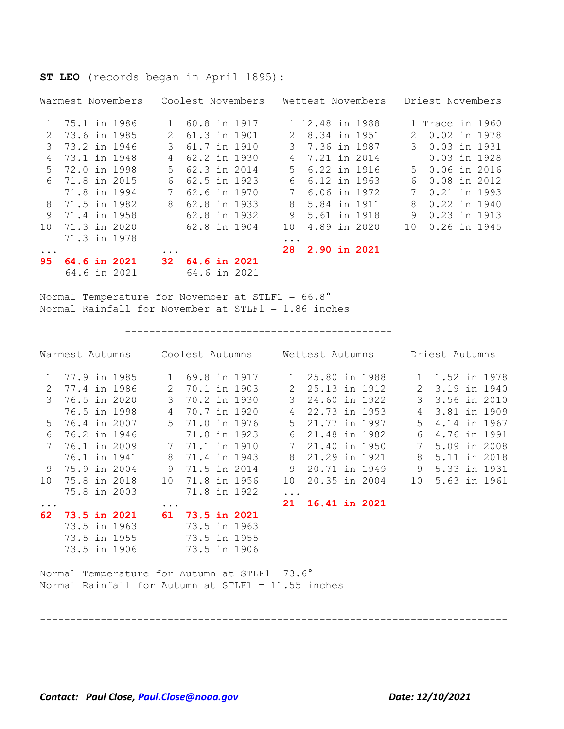**ST LEO** (records began in April 1895):

| Warmest Novembers | | Coolest Novembers | | Wettest Novembers | | Driest Novembers | |
|---|---|---|---|---|---|---|---|
| 1 | 75.1 in 1986 | 1 | 60.8 in 1917 | 1 | 12.48 in 1988 | 1 | Trace in 1960 |
| 2 | 73.6 in 1985 | 2 | 61.3 in 1901 | 2 | 8.34 in 1951 | 2 | 0.02 in 1978 |
| 3 | 73.2 in 1946 | 3 | 61.7 in 1910 | 3 | 7.36 in 1987 | 3 | 0.03 in 1931 |
| 4 | 73.1 in 1948 | 4 | 62.2 in 1930 | 4 | 7.21 in 2014 | | 0.03 in 1928 |
| 5 | 72.0 in 1998 | 5 | 62.3 in 2014 | 5 | 6.22 in 1916 | 5 | 0.06 in 2016 |
| 6 | 71.8 in 2015 | 6 | 62.5 in 1923 | 6 | 6.12 in 1963 | 6 | 0.08 in 2012 |
| | 71.8 in 1994 | 7 | 62.6 in 1970 | 7 | 6.06 in 1972 | 7 | 0.21 in 1993 |
| 8 | 71.5 in 1982 | 8 | 62.8 in 1933 | 8 | 5.84 in 1911 | 8 | 0.22 in 1940 |
| 9 | 71.4 in 1958 | | 62.8 in 1932 | 9 | 5.61 in 1918 | 9 | 0.23 in 1913 |
| 10 | 71.3 in 2020 | | 62.8 in 1904 | 10 | 4.89 in 2020 | 10 | 0.26 in 1945 |
| | 71.3 in 1978 | | | ... | | | |
| ... | | ... | | **28** | **2.90 in 2021** | | |
| **95** | **64.6 in 2021** | **32** | **64.6 in 2021** | | | | |
| | 64.6 in 2021 | | 64.6 in 2021 | | | | |

Normal Temperature for November at STLF1 = 66.8°
Normal Rainfall for November at STLF1 = 1.86 inches

---

| Warmest Autumns | | Coolest Autumns | | Wettest Autumns | | Driest Autumns | |
|---|---|---|---|---|---|---|---|
| 1 | 77.9 in 1985 | 1 | 69.8 in 1917 | 1 | 25.80 in 1988 | 1 | 1.52 in 1978 |
| 2 | 77.4 in 1986 | 2 | 70.1 in 1903 | 2 | 25.13 in 1912 | 2 | 3.19 in 1940 |
| 3 | 76.5 in 2020 | 3 | 70.2 in 1930 | 3 | 24.60 in 1922 | 3 | 3.56 in 2010 |
| | 76.5 in 1998 | 4 | 70.7 in 1920 | 4 | 22.73 in 1953 | 4 | 3.81 in 1909 |
| 5 | 76.4 in 2007 | 5 | 71.0 in 1976 | 5 | 21.77 in 1997 | 5 | 4.14 in 1967 |
| 6 | 76.2 in 1946 | | 71.0 in 1923 | 6 | 21.48 in 1982 | 6 | 4.76 in 1991 |
| 7 | 76.1 in 2009 | 7 | 71.1 in 1910 | 7 | 21.40 in 1950 | 7 | 5.09 in 2008 |
| | 76.1 in 1941 | 8 | 71.4 in 1943 | 8 | 21.29 in 1921 | 8 | 5.11 in 2018 |
| 9 | 75.9 in 2004 | 9 | 71.5 in 2014 | 9 | 20.71 in 1949 | 9 | 5.33 in 1931 |
| 10 | 75.8 in 2018 | 10 | 71.8 in 1956 | 10 | 20.35 in 2004 | 10 | 5.63 in 1961 |
| | 75.8 in 2003 | | 71.8 in 1922 | ... | | | |
| ... | | ... | | **21** | **16.41 in 2021** | | |
| **62** | **73.5 in 2021** | **61** | **73.5 in 2021** | | | | |
| | 73.5 in 1963 | | 73.5 in 1963 | | | | |
| | 73.5 in 1955 | | 73.5 in 1955 | | | | |
| | 73.5 in 1906 | | 73.5 in 1906 | | | | |

Normal Temperature for Autumn at STLF1= 73.6°
Normal Rainfall for Autumn at STLF1 = 11.55 inches

---

***Contact: Paul Close, [Paul.Close@noaa.gov](mailto:Paul.Close@noaa.gov)*** ***Date: 12/10/2021***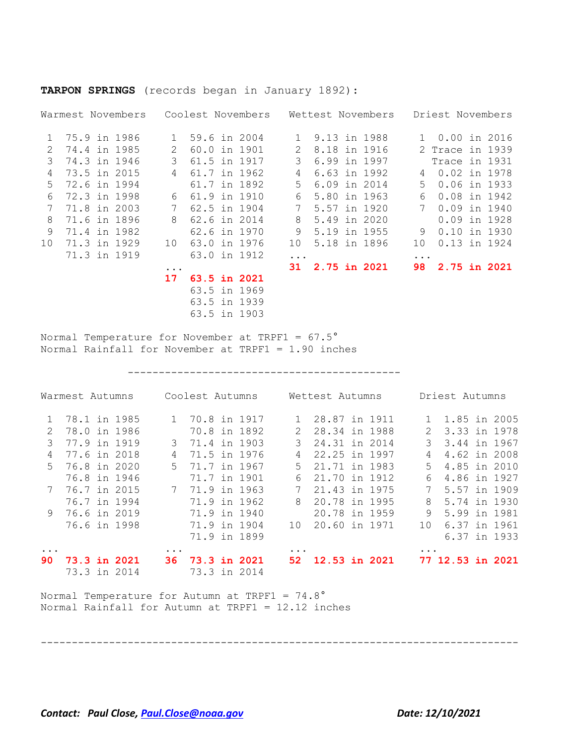**TARPON SPRINGS** (records began in January 1892):

| Warmest Novembers | | Coolest Novembers | | Wettest Novembers | | Driest Novembers | |
|---|---|---|---|---|---|---|---|
| 1 | 75.9 in 1986 | 1 | 59.6 in 2004 | 1 | 9.13 in 1988 | 1 | 0.00 in 2016 |
| 2 | 74.4 in 1985 | 2 | 60.0 in 1901 | 2 | 8.18 in 1916 | 2 | Trace in 1939 |
| 3 | 74.3 in 1946 | 3 | 61.5 in 1917 | 3 | 6.99 in 1997 | | Trace in 1931 |
| 4 | 73.5 in 2015 | 4 | 61.7 in 1962 | 4 | 6.63 in 1992 | 4 | 0.02 in 1978 |
| 5 | 72.6 in 1994 | | 61.7 in 1892 | 5 | 6.09 in 2014 | 5 | 0.06 in 1933 |
| 6 | 72.3 in 1998 | 6 | 61.9 in 1910 | 6 | 5.80 in 1963 | 6 | 0.08 in 1942 |
| 7 | 71.8 in 2003 | 7 | 62.5 in 1904 | 7 | 5.57 in 1920 | 7 | 0.09 in 1940 |
| 8 | 71.6 in 1896 | 8 | 62.6 in 2014 | 8 | 5.49 in 2020 | | 0.09 in 1928 |
| 9 | 71.4 in 1982 | | 62.6 in 1970 | 9 | 5.19 in 1955 | 9 | 0.10 in 1930 |
| 10 | 71.3 in 1929 | 10 | 63.0 in 1976 | 10 | 5.18 in 1896 | 10 | 0.13 in 1924 |
| | 71.3 in 1919 | | 63.0 in 1912 | ... | | ... | |
| | | ... | | **31** | **2.75 in 2021** | **98** | **2.75 in 2021** |
| | | **17** | **63.5 in 2021** | | | | |
| | | | 63.5 in 1969 | | | | |
| | | | 63.5 in 1939 | | | | |
| | | | 63.5 in 1903 | | | | |

Normal Temperature for November at TRPF1 = 67.5°
Normal Rainfall for November at TRPF1 = 1.90 inches

---

| Warmest Autumns | | Coolest Autumns | | Wettest Autumns | | Driest Autumns | |
|---|---|---|---|---|---|---|---|
| 1 | 78.1 in 1985 | 1 | 70.8 in 1917 | 1 | 28.87 in 1911 | 1 | 1.85 in 2005 |
| 2 | 78.0 in 1986 | | 70.8 in 1892 | 2 | 28.34 in 1988 | 2 | 3.33 in 1978 |
| 3 | 77.9 in 1919 | 3 | 71.4 in 1903 | 3 | 24.31 in 2014 | 3 | 3.44 in 1967 |
| 4 | 77.6 in 2018 | 4 | 71.5 in 1976 | 4 | 22.25 in 1997 | 4 | 4.62 in 2008 |
| 5 | 76.8 in 2020 | 5 | 71.7 in 1967 | 5 | 21.71 in 1983 | 5 | 4.85 in 2010 |
| | 76.8 in 1946 | | 71.7 in 1901 | 6 | 21.70 in 1912 | 6 | 4.86 in 1927 |
| 7 | 76.7 in 2015 | 7 | 71.9 in 1963 | 7 | 21.43 in 1975 | 7 | 5.57 in 1909 |
| | 76.7 in 1994 | | 71.9 in 1962 | 8 | 20.78 in 1995 | 8 | 5.74 in 1930 |
| 9 | 76.6 in 2019 | | 71.9 in 1940 | | 20.78 in 1959 | 9 | 5.99 in 1981 |
| | 76.6 in 1998 | | 71.9 in 1904 | 10 | 20.60 in 1971 | 10 | 6.37 in 1961 |
| | | | 71.9 in 1899 | | | | 6.37 in 1933 |
| ... | | ... | | ... | | ... | |
| **90** | **73.3 in 2021** | **36** | **73.3 in 2021** | **52** | **12.53 in 2021** | **77** | **12.53 in 2021** |
| | 73.3 in 2014 | | 73.3 in 2014 | | | | |

Normal Temperature for Autumn at TRPF1 = 74.8°
Normal Rainfall for Autumn at TRPF1 = 12.12 inches

---

***Contact:* *Paul Close, Paul.Close@noaa.gov*** ***Date: 12/10/2021***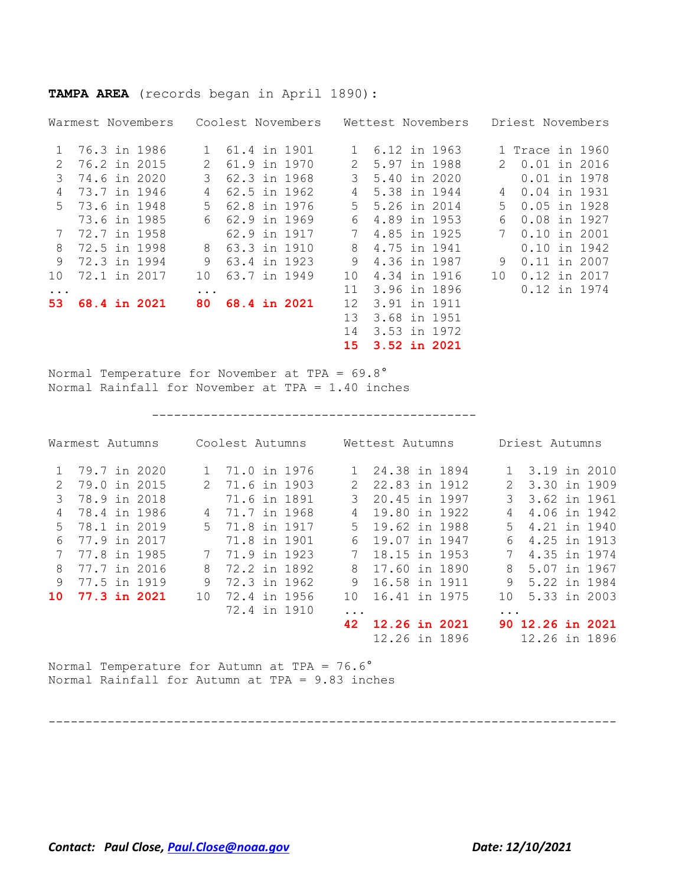**TAMPA AREA** (records began in April 1890):

| Warmest Novembers | Coolest Novembers | Wettest Novembers | Driest Novembers |
|---|---|---|---|
| 1 76.3 in 1986 | 1 61.4 in 1901 | 1 6.12 in 1963 | 1 Trace in 1960 |
| 2 76.2 in 2015 | 2 61.9 in 1970 | 2 5.97 in 1988 | 2 0.01 in 2016 |
| 3 74.6 in 2020 | 3 62.3 in 1968 | 3 5.40 in 2020 | 0.01 in 1978 |
| 4 73.7 in 1946 | 4 62.5 in 1962 | 4 5.38 in 1944 | 4 0.04 in 1931 |
| 5 73.6 in 1948 | 5 62.8 in 1976 | 5 5.26 in 2014 | 5 0.05 in 1928 |
| 73.6 in 1985 | 6 62.9 in 1969 | 6 4.89 in 1953 | 6 0.08 in 1927 |
| 7 72.7 in 1958 | 62.9 in 1917 | 7 4.85 in 1925 | 7 0.10 in 2001 |
| 8 72.5 in 1998 | 8 63.3 in 1910 | 8 4.75 in 1941 | 0.10 in 1942 |
| 9 72.3 in 1994 | 9 63.4 in 1923 | 9 4.36 in 1987 | 9 0.11 in 2007 |
| 10 72.1 in 2017 | 10 63.7 in 1949 | 10 4.34 in 1916 | 10 0.12 in 2017 |
| ... | ... | 11 3.96 in 1896 | 0.12 in 1974 |
| **53 68.4 in 2021** | **80 68.4 in 2021** | 12 3.91 in 1911 | |
| | | 13 3.68 in 1951 | |
| | | 14 3.53 in 1972 | |
| | | **15 3.52 in 2021** | |

Normal Temperature for November at TPA = 69.8°
Normal Rainfall for November at TPA = 1.40 inches

---

| Warmest Autumns | Coolest Autumns | Wettest Autumns | Driest Autumns |
|---|---|---|---|
| 1 79.7 in 2020 | 1 71.0 in 1976 | 1 24.38 in 1894 | 1 3.19 in 2010 |
| 2 79.0 in 2015 | 2 71.6 in 1903 | 2 22.83 in 1912 | 2 3.30 in 1909 |
| 3 78.9 in 2018 | 71.6 in 1891 | 3 20.45 in 1997 | 3 3.62 in 1961 |
| 4 78.4 in 1986 | 4 71.7 in 1968 | 4 19.80 in 1922 | 4 4.06 in 1942 |
| 5 78.1 in 2019 | 5 71.8 in 1917 | 5 19.62 in 1988 | 5 4.21 in 1940 |
| 6 77.9 in 2017 | 71.8 in 1901 | 6 19.07 in 1947 | 6 4.25 in 1913 |
| 7 77.8 in 1985 | 7 71.9 in 1923 | 7 18.15 in 1953 | 7 4.35 in 1974 |
| 8 77.7 in 2016 | 8 72.2 in 1892 | 8 17.60 in 1890 | 8 5.07 in 1967 |
| 9 77.5 in 1919 | 9 72.3 in 1962 | 9 16.58 in 1911 | 9 5.22 in 1984 |
| **10 77.3 in 2021** | 10 72.4 in 1956 | 10 16.41 in 1975 | 10 5.33 in 2003 |
| | 72.4 in 1910 | ... | ... |
| | | **42 12.26 in 2021** | **90 12.26 in 2021** |
| | | 12.26 in 1896 | 12.26 in 1896 |

Normal Temperature for Autumn at TPA = 76.6°
Normal Rainfall for Autumn at TPA = 9.83 inches

---

***Contact: Paul Close, [Paul.Close@noaa.gov](mailto:Paul.Close@noaa.gov)*** ***Date: 12/10/2021***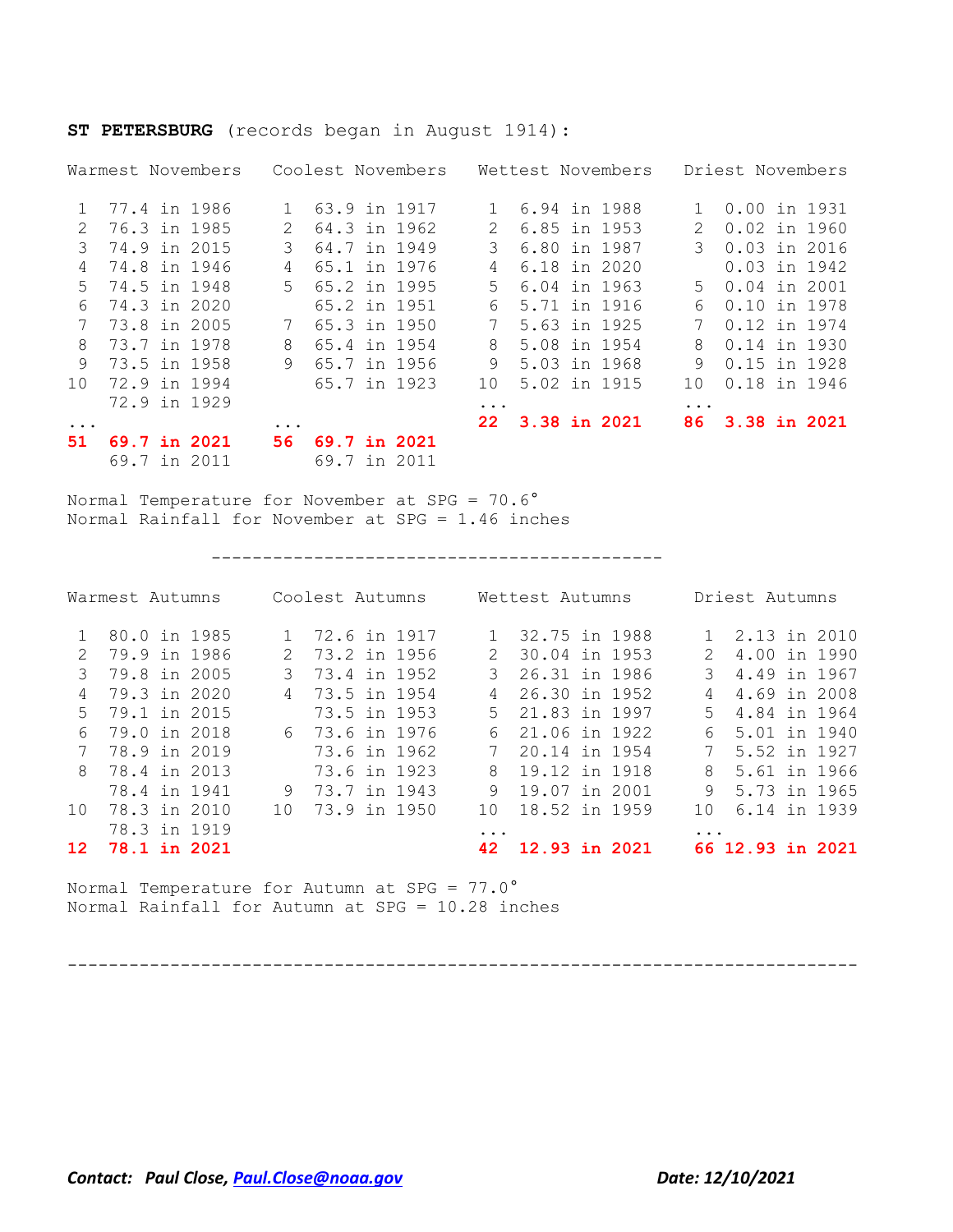**ST PETERSBURG** (records began in August 1914):

| Warmest Novembers | | Coolest Novembers | | Wettest Novembers | | Driest Novembers | |
|---|---|---|---|---|---|---|---|
| 1 | 77.4 in 1986 | 1 | 63.9 in 1917 | 1 | 6.94 in 1988 | 1 | 0.00 in 1931 |
| 2 | 76.3 in 1985 | 2 | 64.3 in 1962 | 2 | 6.85 in 1953 | 2 | 0.02 in 1960 |
| 3 | 74.9 in 2015 | 3 | 64.7 in 1949 | 3 | 6.80 in 1987 | 3 | 0.03 in 2016 |
| 4 | 74.8 in 1946 | 4 | 65.1 in 1976 | 4 | 6.18 in 2020 | | 0.03 in 1942 |
| 5 | 74.5 in 1948 | 5 | 65.2 in 1995 | 5 | 6.04 in 1963 | 5 | 0.04 in 2001 |
| 6 | 74.3 in 2020 | | 65.2 in 1951 | 6 | 5.71 in 1916 | 6 | 0.10 in 1978 |
| 7 | 73.8 in 2005 | 7 | 65.3 in 1950 | 7 | 5.63 in 1925 | 7 | 0.12 in 1974 |
| 8 | 73.7 in 1978 | 8 | 65.4 in 1954 | 8 | 5.08 in 1954 | 8 | 0.14 in 1930 |
| 9 | 73.5 in 1958 | 9 | 65.7 in 1956 | 9 | 5.03 in 1968 | 9 | 0.15 in 1928 |
| 10 | 72.9 in 1994 | | 65.7 in 1923 | 10 | 5.02 in 1915 | 10 | 0.18 in 1946 |
| | 72.9 in 1929 | | | ... | | ... | |
| ... | | ... | | **22** | **3.38 in 2021** | **86** | **3.38 in 2021** |
| **51** | **69.7 in 2021** | **56** | **69.7 in 2021** | | | | |
| | 69.7 in 2011 | | 69.7 in 2011 | | | | |

Normal Temperature for November at SPG = 70.6°
Normal Rainfall for November at SPG = 1.46 inches

---

| Warmest Autumns | | Coolest Autumns | | Wettest Autumns | | Driest Autumns | |
|---|---|---|---|---|---|---|---|
| 1 | 80.0 in 1985 | 1 | 72.6 in 1917 | 1 | 32.75 in 1988 | 1 | 2.13 in 2010 |
| 2 | 79.9 in 1986 | 2 | 73.2 in 1956 | 2 | 30.04 in 1953 | 2 | 4.00 in 1990 |
| 3 | 79.8 in 2005 | 3 | 73.4 in 1952 | 3 | 26.31 in 1986 | 3 | 4.49 in 1967 |
| 4 | 79.3 in 2020 | 4 | 73.5 in 1954 | 4 | 26.30 in 1952 | 4 | 4.69 in 2008 |
| 5 | 79.1 in 2015 | | 73.5 in 1953 | 5 | 21.83 in 1997 | 5 | 4.84 in 1964 |
| 6 | 79.0 in 2018 | 6 | 73.6 in 1976 | 6 | 21.06 in 1922 | 6 | 5.01 in 1940 |
| 7 | 78.9 in 2019 | | 73.6 in 1962 | 7 | 20.14 in 1954 | 7 | 5.52 in 1927 |
| 8 | 78.4 in 2013 | | 73.6 in 1923 | 8 | 19.12 in 1918 | 8 | 5.61 in 1966 |
| | 78.4 in 1941 | 9 | 73.7 in 1943 | 9 | 19.07 in 2001 | 9 | 5.73 in 1965 |
| 10 | 78.3 in 2010 | 10 | 73.9 in 1950 | 10 | 18.52 in 1959 | 10 | 6.14 in 1939 |
| | 78.3 in 1919 | | | ... | | ... | |
| **12** | **78.1 in 2021** | | | **42** | **12.93 in 2021** | **66** | **12.93 in 2021** |

Normal Temperature for Autumn at SPG = 77.0°
Normal Rainfall for Autumn at SPG = 10.28 inches

---

***Contact: Paul Close, [Paul.Close@noaa.gov](mailto:Paul.Close@noaa.gov)*** ***Date: 12/10/2021***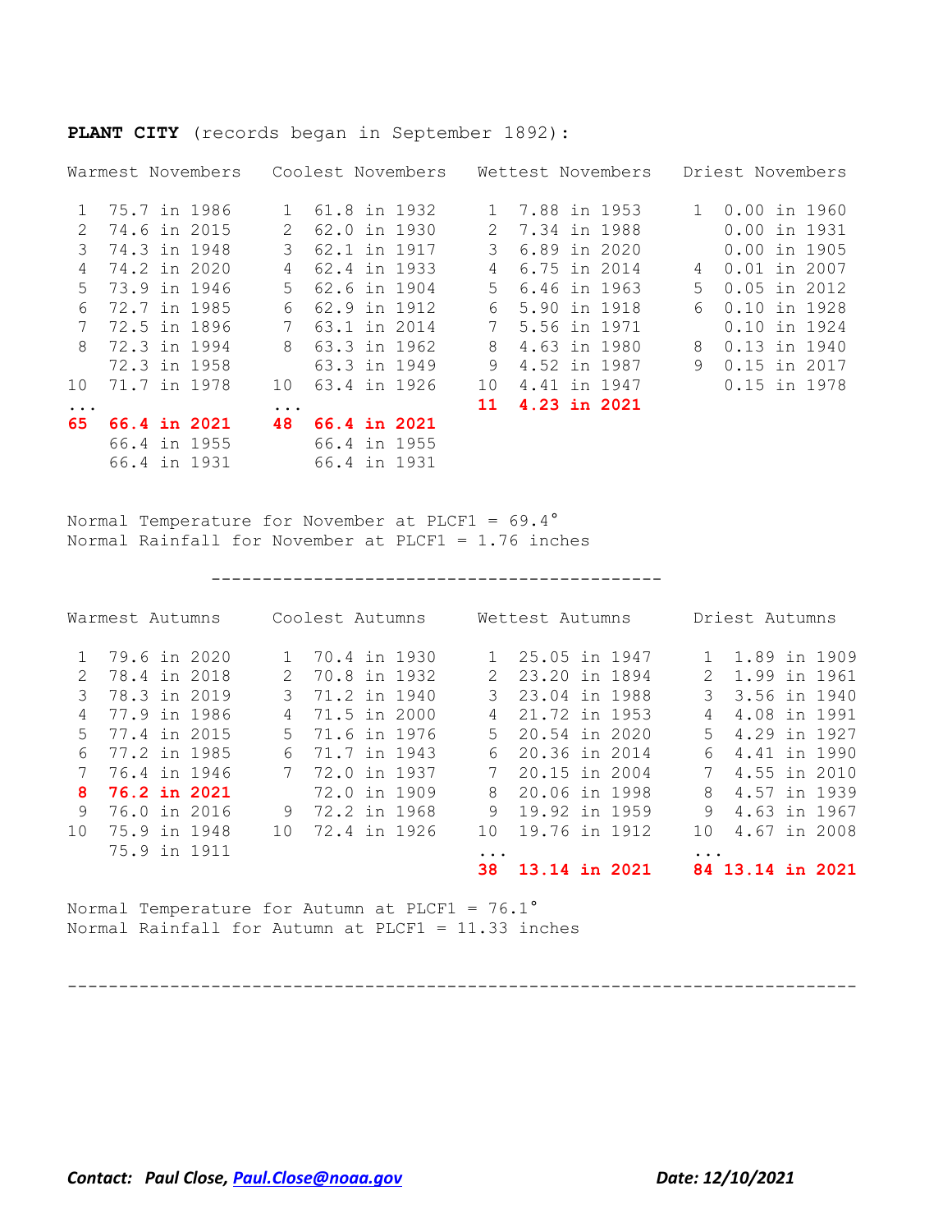**PLANT CITY** (records began in September 1892):

| Warmest Novembers | | Coolest Novembers | | Wettest Novembers | | Driest Novembers | |
|---|---|---|---|---|---|---|---|
| 1 | 75.7 in 1986 | 1 | 61.8 in 1932 | 1 | 7.88 in 1953 | 1 | 0.00 in 1960 |
| 2 | 74.6 in 2015 | 2 | 62.0 in 1930 | 2 | 7.34 in 1988 | | 0.00 in 1931 |
| 3 | 74.3 in 1948 | 3 | 62.1 in 1917 | 3 | 6.89 in 2020 | | 0.00 in 1905 |
| 4 | 74.2 in 2020 | 4 | 62.4 in 1933 | 4 | 6.75 in 2014 | 4 | 0.01 in 2007 |
| 5 | 73.9 in 1946 | 5 | 62.6 in 1904 | 5 | 6.46 in 1963 | 5 | 0.05 in 2012 |
| 6 | 72.7 in 1985 | 6 | 62.9 in 1912 | 6 | 5.90 in 1918 | 6 | 0.10 in 1928 |
| 7 | 72.5 in 1896 | 7 | 63.1 in 2014 | 7 | 5.56 in 1971 | | 0.10 in 1924 |
| 8 | 72.3 in 1994 | 8 | 63.3 in 1962 | 8 | 4.63 in 1980 | 8 | 0.13 in 1940 |
| | 72.3 in 1958 | | 63.3 in 1949 | 9 | 4.52 in 1987 | 9 | 0.15 in 2017 |
| 10 | 71.7 in 1978 | 10 | 63.4 in 1926 | 10 | 4.41 in 1947 | | 0.15 in 1978 |
| ... | | ... | | **11** | **4.23 in 2021** | | |
| **65** | **66.4 in 2021** | **48** | **66.4 in 2021** | | | | |
| | 66.4 in 1955 | | 66.4 in 1955 | | | | |
| | 66.4 in 1931 | | 66.4 in 1931 | | | | |

Normal Temperature for November at PLCF1 = 69.4°
Normal Rainfall for November at PLCF1 = 1.76 inches

---

| Warmest Autumns | | Coolest Autumns | | Wettest Autumns | | Driest Autumns | |
|---|---|---|---|---|---|---|---|
| 1 | 79.6 in 2020 | 1 | 70.4 in 1930 | 1 | 25.05 in 1947 | 1 | 1.89 in 1909 |
| 2 | 78.4 in 2018 | 2 | 70.8 in 1932 | 2 | 23.20 in 1894 | 2 | 1.99 in 1961 |
| 3 | 78.3 in 2019 | 3 | 71.2 in 1940 | 3 | 23.04 in 1988 | 3 | 3.56 in 1940 |
| 4 | 77.9 in 1986 | 4 | 71.5 in 2000 | 4 | 21.72 in 1953 | 4 | 4.08 in 1991 |
| 5 | 77.4 in 2015 | 5 | 71.6 in 1976 | 5 | 20.54 in 2020 | 5 | 4.29 in 1927 |
| 6 | 77.2 in 1985 | 6 | 71.7 in 1943 | 6 | 20.36 in 2014 | 6 | 4.41 in 1990 |
| 7 | 76.4 in 1946 | 7 | 72.0 in 1937 | 7 | 20.15 in 2004 | 7 | 4.55 in 2010 |
| **8** | **76.2 in 2021** | | 72.0 in 1909 | 8 | 20.06 in 1998 | 8 | 4.57 in 1939 |
| 9 | 76.0 in 2016 | 9 | 72.2 in 1968 | 9 | 19.92 in 1959 | 9 | 4.63 in 1967 |
| 10 | 75.9 in 1948 | 10 | 72.4 in 1926 | 10 | 19.76 in 1912 | 10 | 4.67 in 2008 |
| | 75.9 in 1911 | | | ... | | ... | |
| | | | | **38** | **13.14 in 2021** | **84** | **13.14 in 2021** |

Normal Temperature for Autumn at PLCF1 = 76.1°
Normal Rainfall for Autumn at PLCF1 = 11.33 inches

---

***Contact: Paul Close, [Paul.Close@noaa.gov](mailto:Paul.Close@noaa.gov)*** ***Date: 12/10/2021***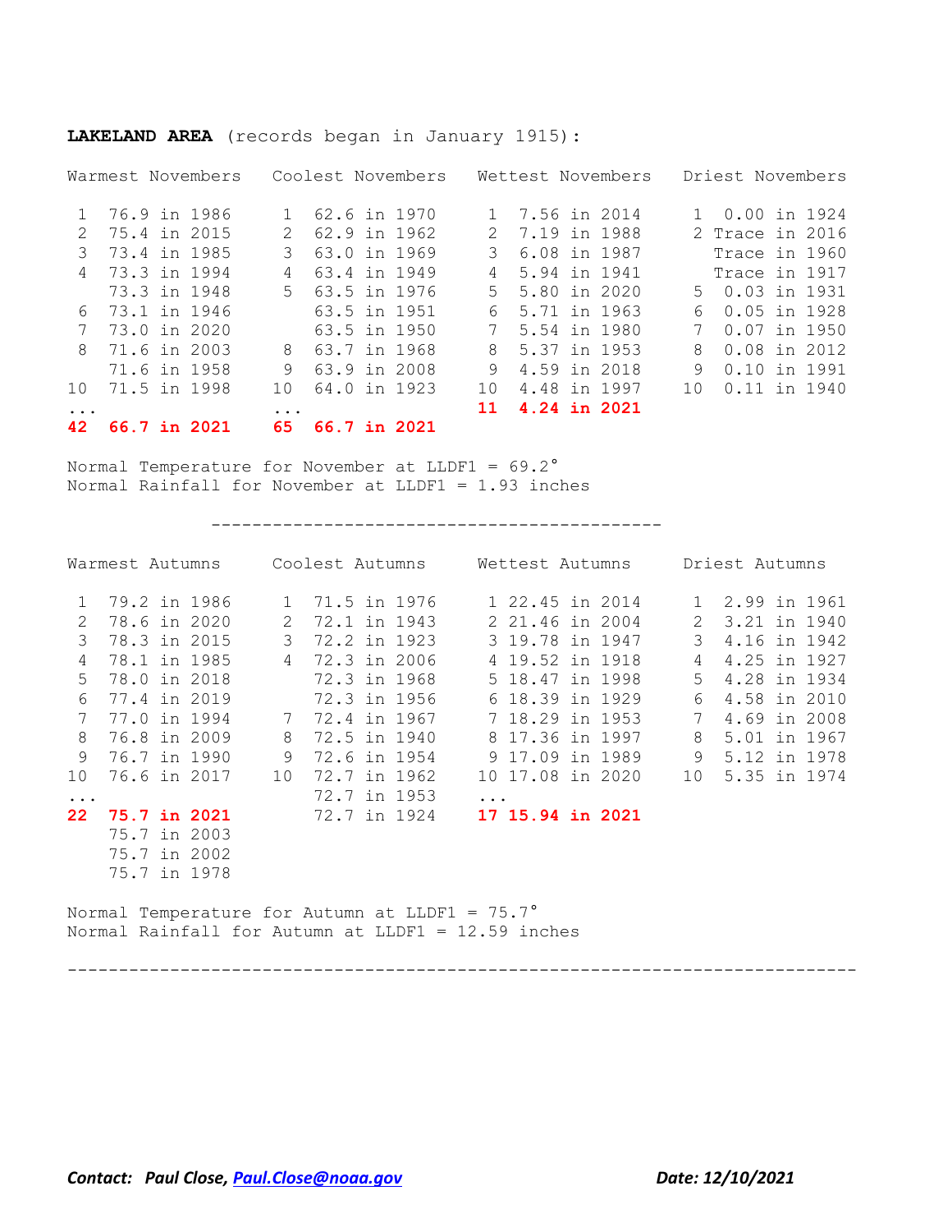**LAKELAND AREA** (records began in January 1915):

| Rank | Warmest Novembers | Rank | Coolest Novembers | Rank | Wettest Novembers | Rank | Driest Novembers |
|---|---|---|---|---|---|---|---|
| 1 | 76.9 in 1986 | 1 | 62.6 in 1970 | 1 | 7.56 in 2014 | 1 | 0.00 in 1924 |
| 2 | 75.4 in 2015 | 2 | 62.9 in 1962 | 2 | 7.19 in 1988 | 2 | Trace in 2016 |
| 3 | 73.4 in 1985 | 3 | 63.0 in 1969 | 3 | 6.08 in 1987 | | Trace in 1960 |
| 4 | 73.3 in 1994 | 4 | 63.4 in 1949 | 4 | 5.94 in 1941 | | Trace in 1917 |
| | 73.3 in 1948 | 5 | 63.5 in 1976 | 5 | 5.80 in 2020 | 5 | 0.03 in 1931 |
| 6 | 73.1 in 1946 | | 63.5 in 1951 | 6 | 5.71 in 1963 | 6 | 0.05 in 1928 |
| 7 | 73.0 in 2020 | | 63.5 in 1950 | 7 | 5.54 in 1980 | 7 | 0.07 in 1950 |
| 8 | 71.6 in 2003 | 8 | 63.7 in 1968 | 8 | 5.37 in 1953 | 8 | 0.08 in 2012 |
| | 71.6 in 1958 | 9 | 63.9 in 2008 | 9 | 4.59 in 2018 | 9 | 0.10 in 1991 |
| 10 | 71.5 in 1998 | 10 | 64.0 in 1923 | 10 | 4.48 in 1997 | 10 | 0.11 in 1940 |
| ... | | ... | | **11** | **4.24 in 2021** | | |
| **42** | **66.7 in 2021** | **65** | **66.7 in 2021** | | | | |

Normal Temperature for November at LLDF1 = 69.2°
Normal Rainfall for November at LLDF1 = 1.93 inches

---

| Rank | Warmest Autumns | Rank | Coolest Autumns | Rank | Wettest Autumns | Rank | Driest Autumns |
|---|---|---|---|---|---|---|---|
| 1 | 79.2 in 1986 | 1 | 71.5 in 1976 | 1 | 22.45 in 2014 | 1 | 2.99 in 1961 |
| 2 | 78.6 in 2020 | 2 | 72.1 in 1943 | 2 | 21.46 in 2004 | 2 | 3.21 in 1940 |
| 3 | 78.3 in 2015 | 3 | 72.2 in 1923 | 3 | 19.78 in 1947 | 3 | 4.16 in 1942 |
| 4 | 78.1 in 1985 | 4 | 72.3 in 2006 | 4 | 19.52 in 1918 | 4 | 4.25 in 1927 |
| 5 | 78.0 in 2018 | | 72.3 in 1968 | 5 | 18.47 in 1998 | 5 | 4.28 in 1934 |
| 6 | 77.4 in 2019 | | 72.3 in 1956 | 6 | 18.39 in 1929 | 6 | 4.58 in 2010 |
| 7 | 77.0 in 1994 | 7 | 72.4 in 1967 | 7 | 18.29 in 1953 | 7 | 4.69 in 2008 |
| 8 | 76.8 in 2009 | 8 | 72.5 in 1940 | 8 | 17.36 in 1997 | 8 | 5.01 in 1967 |
| 9 | 76.7 in 1990 | 9 | 72.6 in 1954 | 9 | 17.09 in 1989 | 9 | 5.12 in 1978 |
| 10 | 76.6 in 2017 | 10 | 72.7 in 1962 | 10 | 17.08 in 2020 | 10 | 5.35 in 1974 |
| ... | | | 72.7 in 1953 | ... | | | |
| **22** | **75.7 in 2021** | | 72.7 in 1924 | **17** | **15.94 in 2021** | | |
| | 75.7 in 2003 | | | | | | |
| | 75.7 in 2002 | | | | | | |
| | 75.7 in 1978 | | | | | | |

Normal Temperature for Autumn at LLDF1 = 75.7°
Normal Rainfall for Autumn at LLDF1 = 12.59 inches

---

***Contact:* *Paul Close, Paul.Close@noaa.gov*** ***Date: 12/10/2021***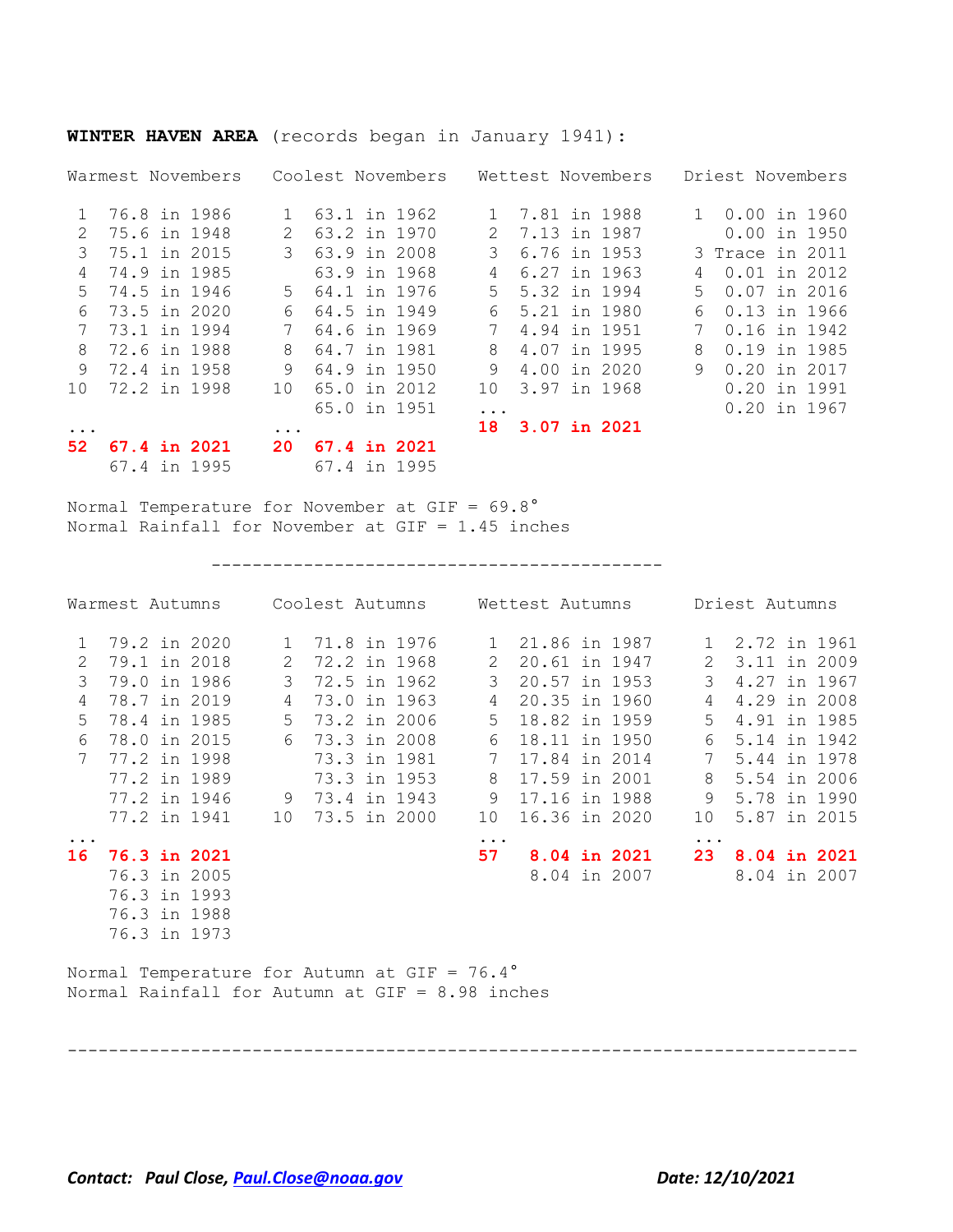**WINTER HAVEN AREA** (records began in January 1941):

| Warmest Novembers | Coolest Novembers | Wettest Novembers | Driest Novembers |
|---|---|---|---|
| 1 76.8 in 1986 | 1 63.1 in 1962 | 1 7.81 in 1988 | 1 0.00 in 1960 |
| 2 75.6 in 1948 | 2 63.2 in 1970 | 2 7.13 in 1987 | 0.00 in 1950 |
| 3 75.1 in 2015 | 3 63.9 in 2008 | 3 6.76 in 1953 | 3 Trace in 2011 |
| 4 74.9 in 1985 | 63.9 in 1968 | 4 6.27 in 1963 | 4 0.01 in 2012 |
| 5 74.5 in 1946 | 5 64.1 in 1976 | 5 5.32 in 1994 | 5 0.07 in 2016 |
| 6 73.5 in 2020 | 6 64.5 in 1949 | 6 5.21 in 1980 | 6 0.13 in 1966 |
| 7 73.1 in 1994 | 7 64.6 in 1969 | 7 4.94 in 1951 | 7 0.16 in 1942 |
| 8 72.6 in 1988 | 8 64.7 in 1981 | 8 4.07 in 1995 | 8 0.19 in 1985 |
| 9 72.4 in 1958 | 9 64.9 in 1950 | 9 4.00 in 2020 | 9 0.20 in 2017 |
| 10 72.2 in 1998 | 10 65.0 in 2012 | 10 3.97 in 1968 | 0.20 in 1991 |
| | 65.0 in 1951 | ... | 0.20 in 1967 |
| ... | ... | **18 3.07 in 2021** | |
| **52 67.4 in 2021** | **20 67.4 in 2021** | | |
| 67.4 in 1995 | 67.4 in 1995 | | |

Normal Temperature for November at GIF = 69.8°
Normal Rainfall for November at GIF = 1.45 inches

---

| Warmest Autumns | Coolest Autumns | Wettest Autumns | Driest Autumns |
|---|---|---|---|
| 1 79.2 in 2020 | 1 71.8 in 1976 | 1 21.86 in 1987 | 1 2.72 in 1961 |
| 2 79.1 in 2018 | 2 72.2 in 1968 | 2 20.61 in 1947 | 2 3.11 in 2009 |
| 3 79.0 in 1986 | 3 72.5 in 1962 | 3 20.57 in 1953 | 3 4.27 in 1967 |
| 4 78.7 in 2019 | 4 73.0 in 1963 | 4 20.35 in 1960 | 4 4.29 in 2008 |
| 5 78.4 in 1985 | 5 73.2 in 2006 | 5 18.82 in 1959 | 5 4.91 in 1985 |
| 6 78.0 in 2015 | 6 73.3 in 2008 | 6 18.11 in 1950 | 6 5.14 in 1942 |
| 7 77.2 in 1998 | 73.3 in 1981 | 7 17.84 in 2014 | 7 5.44 in 1978 |
| 77.2 in 1989 | 73.3 in 1953 | 8 17.59 in 2001 | 8 5.54 in 2006 |
| 77.2 in 1946 | 9 73.4 in 1943 | 9 17.16 in 1988 | 9 5.78 in 1990 |
| 77.2 in 1941 | 10 73.5 in 2000 | 10 16.36 in 2020 | 10 5.87 in 2015 |
| ... | | ... | ... |
| **16 76.3 in 2021** | | **57 8.04 in 2021** | **23 8.04 in 2021** |
| 76.3 in 2005 | | 8.04 in 2007 | 8.04 in 2007 |
| 76.3 in 1993 | | | |
| 76.3 in 1988 | | | |
| 76.3 in 1973 | | | |

Normal Temperature for Autumn at GIF = 76.4°
Normal Rainfall for Autumn at GIF = 8.98 inches

---

***Contact: Paul Close, Paul.Close@noaa.gov*** ***Date: 12/10/2021***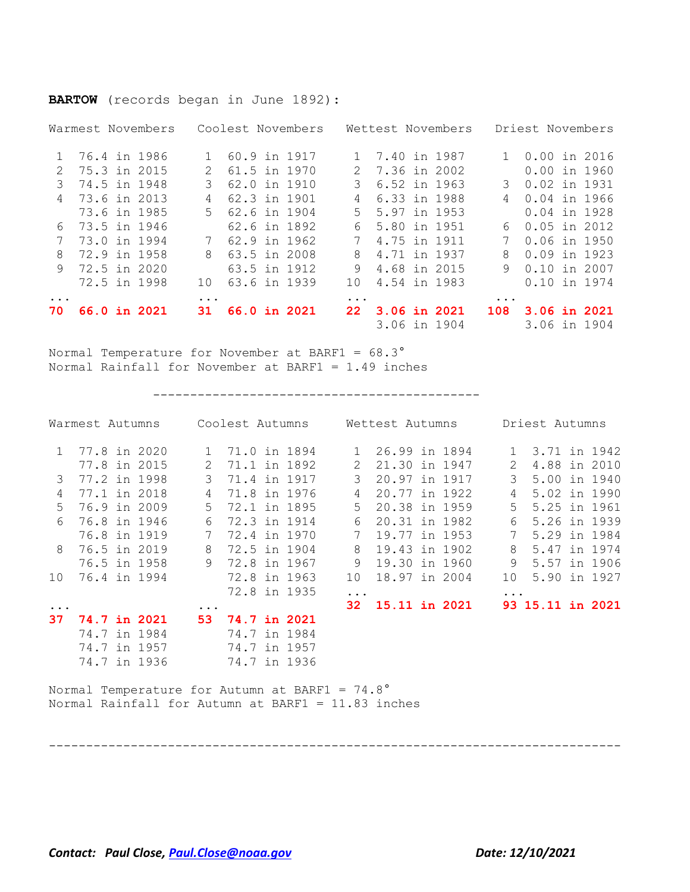**BARTOW** (records began in June 1892):

| Warmest Novembers | Coolest Novembers | Wettest Novembers | Driest Novembers |
|---|---|---|---|
| 1 76.4 in 1986 | 1 60.9 in 1917 | 1 7.40 in 1987 | 1 0.00 in 2016 |
| 2 75.3 in 2015 | 2 61.5 in 1970 | 2 7.36 in 2002 | 0.00 in 1960 |
| 3 74.5 in 1948 | 3 62.0 in 1910 | 3 6.52 in 1963 | 3 0.02 in 1931 |
| 4 73.6 in 2013 | 4 62.3 in 1901 | 4 6.33 in 1988 | 4 0.04 in 1966 |
| 73.6 in 1985 | 5 62.6 in 1904 | 5 5.97 in 1953 | 0.04 in 1928 |
| 6 73.5 in 1946 | 62.6 in 1892 | 6 5.80 in 1951 | 6 0.05 in 2012 |
| 7 73.0 in 1994 | 7 62.9 in 1962 | 7 4.75 in 1911 | 7 0.06 in 1950 |
| 8 72.9 in 1958 | 8 63.5 in 2008 | 8 4.71 in 1937 | 8 0.09 in 1923 |
| 9 72.5 in 2020 | 63.5 in 1912 | 9 4.68 in 2015 | 9 0.10 in 2007 |
| 72.5 in 1998 | 10 63.6 in 1939 | 10 4.54 in 1983 | 0.10 in 1974 |
| ... | ... | ... | ... |
| **70 66.0 in 2021** | **31 66.0 in 2021** | **22 3.06 in 2021** | **108 3.06 in 2021** |
| | | 3.06 in 1904 | 3.06 in 1904 |

Normal Temperature for November at BARF1 = 68.3°
Normal Rainfall for November at BARF1 = 1.49 inches

---

| Warmest Autumns | Coolest Autumns | Wettest Autumns | Driest Autumns |
|---|---|---|---|
| 1 77.8 in 2020 | 1 71.0 in 1894 | 1 26.99 in 1894 | 1 3.71 in 1942 |
| 77.8 in 2015 | 2 71.1 in 1892 | 2 21.30 in 1947 | 2 4.88 in 2010 |
| 3 77.2 in 1998 | 3 71.4 in 1917 | 3 20.97 in 1917 | 3 5.00 in 1940 |
| 4 77.1 in 2018 | 4 71.8 in 1976 | 4 20.77 in 1922 | 4 5.02 in 1990 |
| 5 76.9 in 2009 | 5 72.1 in 1895 | 5 20.38 in 1959 | 5 5.25 in 1961 |
| 6 76.8 in 1946 | 6 72.3 in 1914 | 6 20.31 in 1982 | 6 5.26 in 1939 |
| 76.8 in 1919 | 7 72.4 in 1970 | 7 19.77 in 1953 | 7 5.29 in 1984 |
| 8 76.5 in 2019 | 8 72.5 in 1904 | 8 19.43 in 1902 | 8 5.47 in 1974 |
| 76.5 in 1958 | 9 72.8 in 1967 | 9 19.30 in 1960 | 9 5.57 in 1906 |
| 10 76.4 in 1994 | 72.8 in 1963 | 10 18.97 in 2004 | 10 5.90 in 1927 |
| | 72.8 in 1935 | ... | ... |
| ... | ... | **32 15.11 in 2021** | **93 15.11 in 2021** |
| **37 74.7 in 2021** | **53 74.7 in 2021** | | |
| 74.7 in 1984 | 74.7 in 1984 | | |
| 74.7 in 1957 | 74.7 in 1957 | | |
| 74.7 in 1936 | 74.7 in 1936 | | |

Normal Temperature for Autumn at BARF1 = 74.8°
Normal Rainfall for Autumn at BARF1 = 11.83 inches

---

***Contact: Paul Close, [Paul.Close@noaa.gov](mailto:Paul.Close@noaa.gov)*** ***Date: 12/10/2021***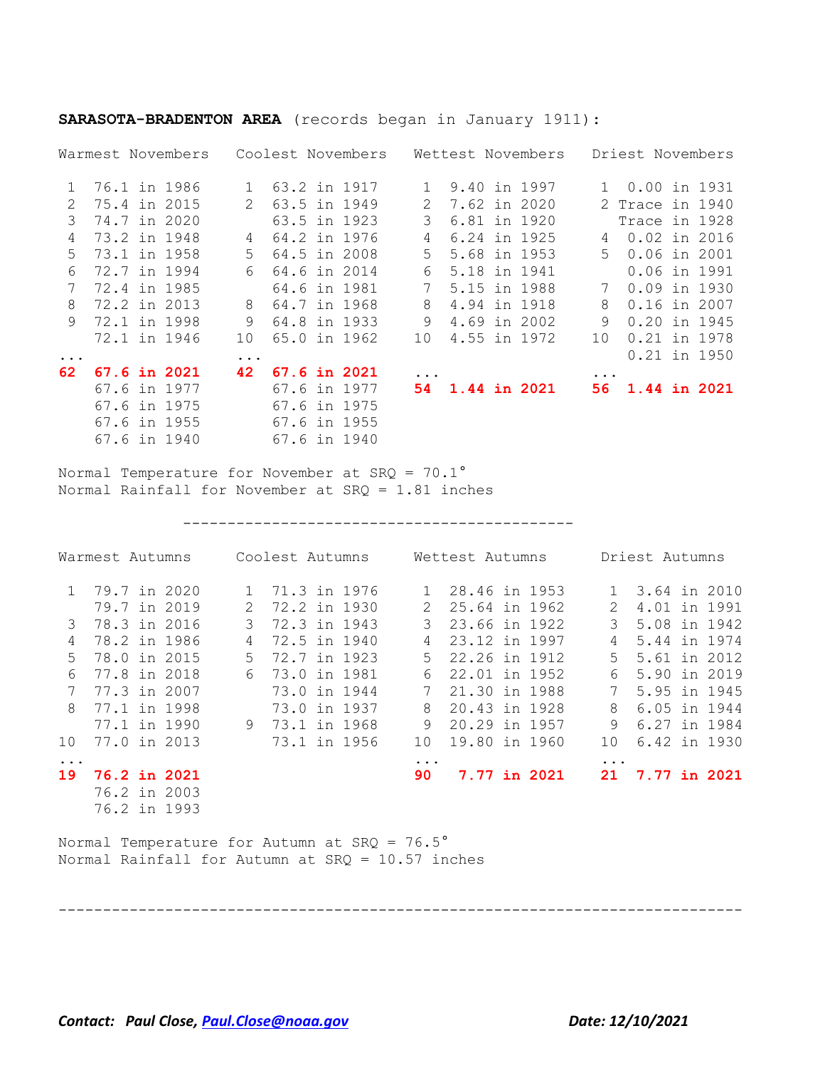**SARASOTA-BRADENTON AREA** (records began in January 1911):

| Warmest Novembers | Coolest Novembers | Wettest Novembers | Driest Novembers |
|---|---|---|---|
| 1 76.1 in 1986 | 1 63.2 in 1917 | 1 9.40 in 1997 | 1 0.00 in 1931 |
| 2 75.4 in 2015 | 2 63.5 in 1949 | 2 7.62 in 2020 | 2 Trace in 1940 |
| 3 74.7 in 2020 | 63.5 in 1923 | 3 6.81 in 1920 | Trace in 1928 |
| 4 73.2 in 1948 | 4 64.2 in 1976 | 4 6.24 in 1925 | 4 0.02 in 2016 |
| 5 73.1 in 1958 | 5 64.5 in 2008 | 5 5.68 in 1953 | 5 0.06 in 2001 |
| 6 72.7 in 1994 | 6 64.6 in 2014 | 6 5.18 in 1941 | 0.06 in 1991 |
| 7 72.4 in 1985 | 64.6 in 1981 | 7 5.15 in 1988 | 7 0.09 in 1930 |
| 8 72.2 in 2013 | 8 64.7 in 1968 | 8 4.94 in 1918 | 8 0.16 in 2007 |
| 9 72.1 in 1998 | 9 64.8 in 1933 | 9 4.69 in 2002 | 9 0.20 in 1945 |
| 72.1 in 1946 | 10 65.0 in 1962 | 10 4.55 in 1972 | 10 0.21 in 1978 |
| ... | ... | | 0.21 in 1950 |
| **62 67.6 in 2021** | **42 67.6 in 2021** | ... | ... |
| 67.6 in 1977 | 67.6 in 1977 | **54 1.44 in 2021** | **56 1.44 in 2021** |
| 67.6 in 1975 | 67.6 in 1975 | | |
| 67.6 in 1955 | 67.6 in 1955 | | |
| 67.6 in 1940 | 67.6 in 1940 | | |

Normal Temperature for November at SRQ = 70.1°
Normal Rainfall for November at SRQ = 1.81 inches

---

| Warmest Autumns | Coolest Autumns | Wettest Autumns | Driest Autumns |
|---|---|---|---|
| 1 79.7 in 2020 | 1 71.3 in 1976 | 1 28.46 in 1953 | 1 3.64 in 2010 |
| 79.7 in 2019 | 2 72.2 in 1930 | 2 25.64 in 1962 | 2 4.01 in 1991 |
| 3 78.3 in 2016 | 3 72.3 in 1943 | 3 23.66 in 1922 | 3 5.08 in 1942 |
| 4 78.2 in 1986 | 4 72.5 in 1940 | 4 23.12 in 1997 | 4 5.44 in 1974 |
| 5 78.0 in 2015 | 5 72.7 in 1923 | 5 22.26 in 1912 | 5 5.61 in 2012 |
| 6 77.8 in 2018 | 6 73.0 in 1981 | 6 22.01 in 1952 | 6 5.90 in 2019 |
| 7 77.3 in 2007 | 73.0 in 1944 | 7 21.30 in 1988 | 7 5.95 in 1945 |
| 8 77.1 in 1998 | 73.0 in 1937 | 8 20.43 in 1928 | 8 6.05 in 1944 |
| 77.1 in 1990 | 9 73.1 in 1968 | 9 20.29 in 1957 | 9 6.27 in 1984 |
| 10 77.0 in 2013 | 73.1 in 1956 | 10 19.80 in 1960 | 10 6.42 in 1930 |
| ... | | ... | ... |
| **19 76.2 in 2021** | | **90 7.77 in 2021** | **21 7.77 in 2021** |
| 76.2 in 2003 | | | |
| 76.2 in 1993 | | | |

Normal Temperature for Autumn at SRQ = 76.5°
Normal Rainfall for Autumn at SRQ = 10.57 inches

---

***Contact: Paul Close, [Paul.Close@noaa.gov](mailto:Paul.Close@noaa.gov)*** ***Date: 12/10/2021***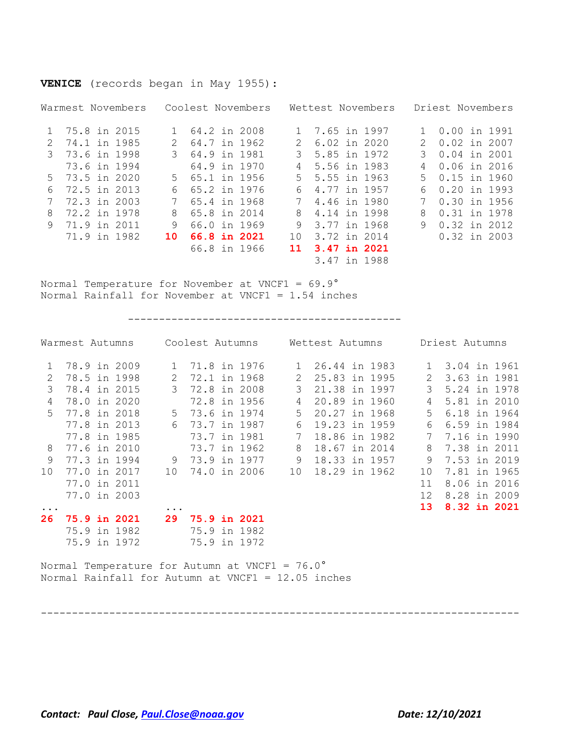**VENICE** (records began in May 1955):

| Warmest Novembers | | Coolest Novembers | | Wettest Novembers | | Driest Novembers | |
|---|---|---|---|---|---|---|---|
| 1 | 75.8 in 2015 | 1 | 64.2 in 2008 | 1 | 7.65 in 1997 | 1 | 0.00 in 1991 |
| 2 | 74.1 in 1985 | 2 | 64.7 in 1962 | 2 | 6.02 in 2020 | 2 | 0.02 in 2007 |
| 3 | 73.6 in 1998 | 3 | 64.9 in 1981 | 3 | 5.85 in 1972 | 3 | 0.04 in 2001 |
| | 73.6 in 1994 | | 64.9 in 1970 | 4 | 5.56 in 1983 | 4 | 0.06 in 2016 |
| 5 | 73.5 in 2020 | 5 | 65.1 in 1956 | 5 | 5.55 in 1963 | 5 | 0.15 in 1960 |
| 6 | 72.5 in 2013 | 6 | 65.2 in 1976 | 6 | 4.77 in 1957 | 6 | 0.20 in 1993 |
| 7 | 72.3 in 2003 | 7 | 65.4 in 1968 | 7 | 4.46 in 1980 | 7 | 0.30 in 1956 |
| 8 | 72.2 in 1978 | 8 | 65.8 in 2014 | 8 | 4.14 in 1998 | 8 | 0.31 in 1978 |
| 9 | 71.9 in 2011 | 9 | 66.0 in 1969 | 9 | 3.77 in 1968 | 9 | 0.32 in 2012 |
| | 71.9 in 1982 | **10** | **66.8 in 2021** | 10 | 3.72 in 2014 | | 0.32 in 2003 |
| | | | 66.8 in 1966 | **11** | **3.47 in 2021** | | |
| | | | | | 3.47 in 1988 | | |

Normal Temperature for November at VNCF1 = 69.9°
Normal Rainfall for November at VNCF1 = 1.54 inches

---

| Warmest Autumns | | Coolest Autumns | | Wettest Autumns | | Driest Autumns | |
|---|---|---|---|---|---|---|---|
| 1 | 78.9 in 2009 | 1 | 71.8 in 1976 | 1 | 26.44 in 1983 | 1 | 3.04 in 1961 |
| 2 | 78.5 in 1998 | 2 | 72.1 in 1968 | 2 | 25.83 in 1995 | 2 | 3.63 in 1981 |
| 3 | 78.4 in 2015 | 3 | 72.8 in 2008 | 3 | 21.38 in 1997 | 3 | 5.24 in 1978 |
| 4 | 78.0 in 2020 | | 72.8 in 1956 | 4 | 20.89 in 1960 | 4 | 5.81 in 2010 |
| 5 | 77.8 in 2018 | 5 | 73.6 in 1974 | 5 | 20.27 in 1968 | 5 | 6.18 in 1964 |
| | 77.8 in 2013 | 6 | 73.7 in 1987 | 6 | 19.23 in 1959 | 6 | 6.59 in 1984 |
| | 77.8 in 1985 | | 73.7 in 1981 | 7 | 18.86 in 1982 | 7 | 7.16 in 1990 |
| 8 | 77.6 in 2010 | | 73.7 in 1962 | 8 | 18.67 in 2014 | 8 | 7.38 in 2011 |
| 9 | 77.3 in 1994 | 9 | 73.9 in 1977 | 9 | 18.33 in 1957 | 9 | 7.53 in 2019 |
| 10 | 77.0 in 2017 | 10 | 74.0 in 2006 | 10 | 18.29 in 1962 | 10 | 7.81 in 1965 |
| | 77.0 in 2011 | | | | | 11 | 8.06 in 2016 |
| | 77.0 in 2003 | | | | | 12 | 8.28 in 2009 |
| ... | | ... | | | | **13** | **8.32 in 2021** |
| **26** | **75.9 in 2021** | **29** | **75.9 in 2021** | | | | |
| | 75.9 in 1982 | | 75.9 in 1982 | | | | |
| | 75.9 in 1972 | | 75.9 in 1972 | | | | |

Normal Temperature for Autumn at VNCF1 = 76.0°
Normal Rainfall for Autumn at VNCF1 = 12.05 inches

---

***Contact: Paul Close, Paul.Close@noaa.gov*** ***Date: 12/10/2021***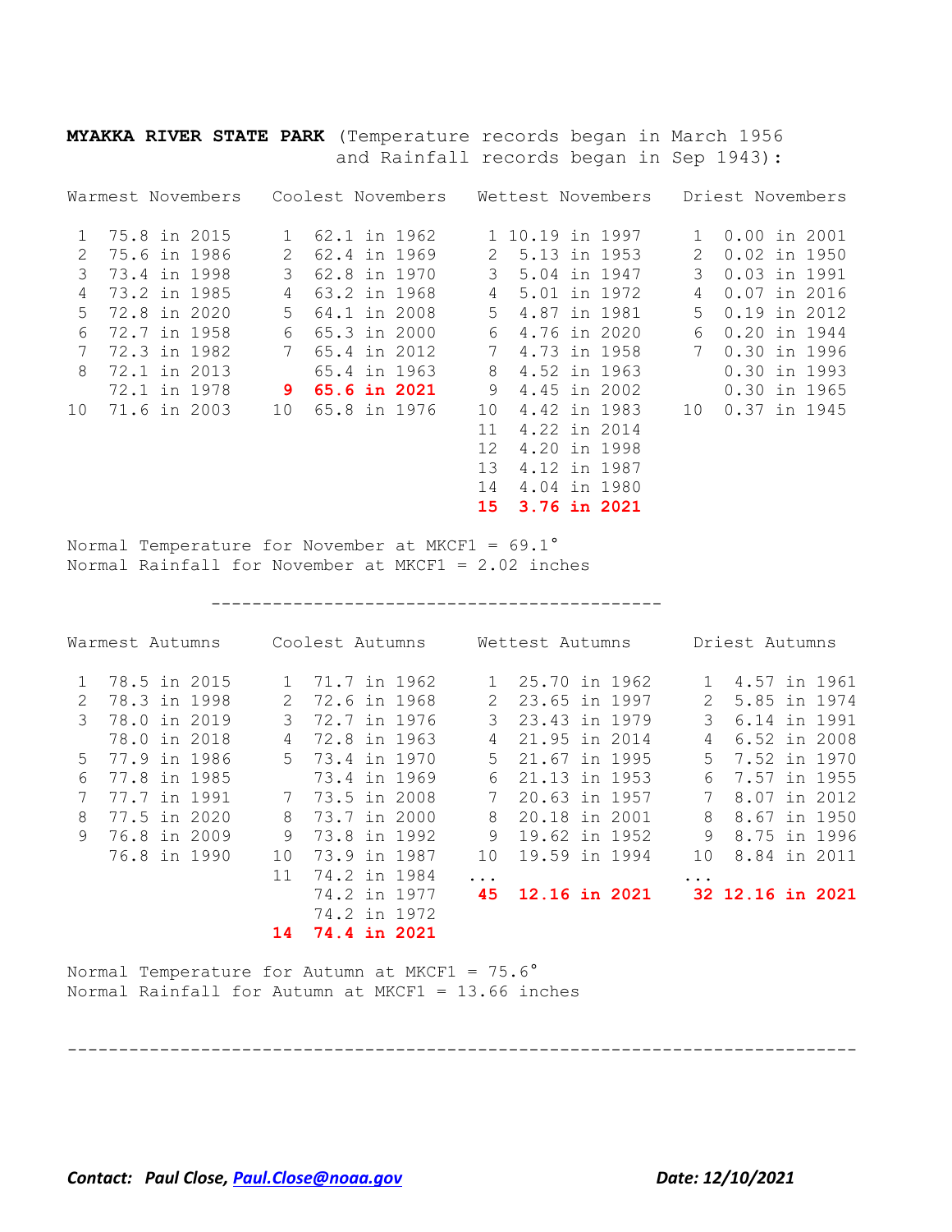**MYAKKA RIVER STATE PARK** (Temperature records began in March 1956 and Rainfall records began in Sep 1943):

| Warmest Novembers | | Coolest Novembers | | Wettest Novembers | | Driest Novembers | |
|---|---|---|---|---|---|---|---|
| 1 | 75.8 in 2015 | 1 | 62.1 in 1962 | 1 | 10.19 in 1997 | 1 | 0.00 in 2001 |
| 2 | 75.6 in 1986 | 2 | 62.4 in 1969 | 2 | 5.13 in 1953 | 2 | 0.02 in 1950 |
| 3 | 73.4 in 1998 | 3 | 62.8 in 1970 | 3 | 5.04 in 1947 | 3 | 0.03 in 1991 |
| 4 | 73.2 in 1985 | 4 | 63.2 in 1968 | 4 | 5.01 in 1972 | 4 | 0.07 in 2016 |
| 5 | 72.8 in 2020 | 5 | 64.1 in 2008 | 5 | 4.87 in 1981 | 5 | 0.19 in 2012 |
| 6 | 72.7 in 1958 | 6 | 65.3 in 2000 | 6 | 4.76 in 2020 | 6 | 0.20 in 1944 |
| 7 | 72.3 in 1982 | 7 | 65.4 in 2012 | 7 | 4.73 in 1958 | 7 | 0.30 in 1996 |
| 8 | 72.1 in 2013 | | 65.4 in 1963 | 8 | 4.52 in 1963 | | 0.30 in 1993 |
| | 72.1 in 1978 | **9** | **65.6 in 2021** | 9 | 4.45 in 2002 | | 0.30 in 1965 |
| 10 | 71.6 in 2003 | 10 | 65.8 in 1976 | 10 | 4.42 in 1983 | 10 | 0.37 in 1945 |
| | | | | 11 | 4.22 in 2014 | | |
| | | | | 12 | 4.20 in 1998 | | |
| | | | | 13 | 4.12 in 1987 | | |
| | | | | 14 | 4.04 in 1980 | | |
| | | | | **15** | **3.76 in 2021** | | |

Normal Temperature for November at MKCF1 = 69.1°
Normal Rainfall for November at MKCF1 = 2.02 inches

---

| Warmest Autumns | | Coolest Autumns | | Wettest Autumns | | Driest Autumns | |
|---|---|---|---|---|---|---|---|
| 1 | 78.5 in 2015 | 1 | 71.7 in 1962 | 1 | 25.70 in 1962 | 1 | 4.57 in 1961 |
| 2 | 78.3 in 1998 | 2 | 72.6 in 1968 | 2 | 23.65 in 1997 | 2 | 5.85 in 1974 |
| 3 | 78.0 in 2019 | 3 | 72.7 in 1976 | 3 | 23.43 in 1979 | 3 | 6.14 in 1991 |
| | 78.0 in 2018 | 4 | 72.8 in 1963 | 4 | 21.95 in 2014 | 4 | 6.52 in 2008 |
| 5 | 77.9 in 1986 | 5 | 73.4 in 1970 | 5 | 21.67 in 1995 | 5 | 7.52 in 1970 |
| 6 | 77.8 in 1985 | | 73.4 in 1969 | 6 | 21.13 in 1953 | 6 | 7.57 in 1955 |
| 7 | 77.7 in 1991 | 7 | 73.5 in 2008 | 7 | 20.63 in 1957 | 7 | 8.07 in 2012 |
| 8 | 77.5 in 2020 | 8 | 73.7 in 2000 | 8 | 20.18 in 2001 | 8 | 8.67 in 1950 |
| 9 | 76.8 in 2009 | 9 | 73.8 in 1992 | 9 | 19.62 in 1952 | 9 | 8.75 in 1996 |
| | 76.8 in 1990 | 10 | 73.9 in 1987 | 10 | 19.59 in 1994 | 10 | 8.84 in 2011 |
| | | 11 | 74.2 in 1984 | ... | | ... | |
| | | | 74.2 in 1977 | **45** | **12.16 in 2021** | **32** | **12.16 in 2021** |
| | | | 74.2 in 1972 | | | | |
| | | **14** | **74.4 in 2021** | | | | |

Normal Temperature for Autumn at MKCF1 = 75.6°
Normal Rainfall for Autumn at MKCF1 = 13.66 inches

---

***Contact: Paul Close, [Paul.Close@noaa.gov](mailto:Paul.Close@noaa.gov)*** ***Date: 12/10/2021***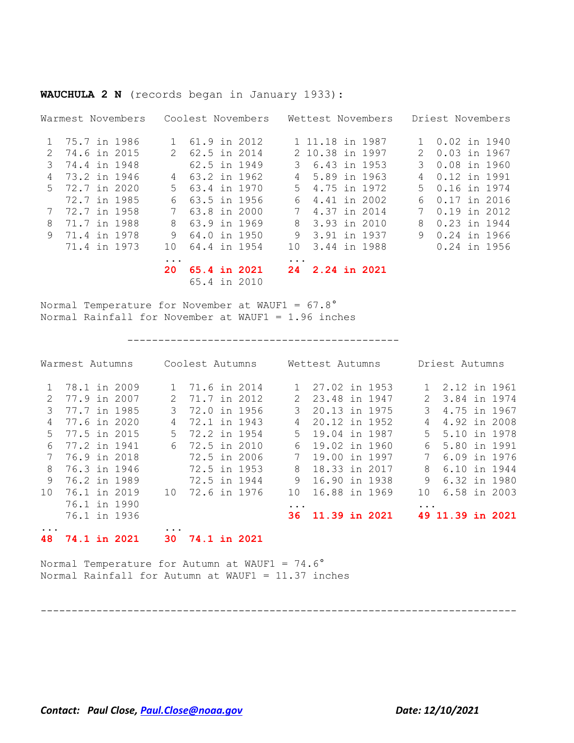**WAUCHULA 2 N** (records began in January 1933):

| Warmest Novembers | Coolest Novembers | Wettest Novembers | Driest Novembers |
|---|---|---|---|
| 1 75.7 in 1986 | 1 61.9 in 2012 | 1 11.18 in 1987 | 1 0.02 in 1940 |
| 2 74.6 in 2015 | 2 62.5 in 2014 | 2 10.38 in 1997 | 2 0.03 in 1967 |
| 3 74.4 in 1948 | 62.5 in 1949 | 3 6.43 in 1953 | 3 0.08 in 1960 |
| 4 73.2 in 1946 | 4 63.2 in 1962 | 4 5.89 in 1963 | 4 0.12 in 1991 |
| 5 72.7 in 2020 | 5 63.4 in 1970 | 5 4.75 in 1972 | 5 0.16 in 1974 |
| 72.7 in 1985 | 6 63.5 in 1956 | 6 4.41 in 2002 | 6 0.17 in 2016 |
| 7 72.7 in 1958 | 7 63.8 in 2000 | 7 4.37 in 2014 | 7 0.19 in 2012 |
| 8 71.7 in 1988 | 8 63.9 in 1969 | 8 3.93 in 2010 | 8 0.23 in 1944 |
| 9 71.4 in 1978 | 9 64.0 in 1950 | 9 3.91 in 1937 | 9 0.24 in 1966 |
| 71.4 in 1973 | 10 64.4 in 1954 | 10 3.44 in 1988 | 0.24 in 1956 |
| | ... | ... | |
| | **20 65.4 in 2021** | **24 2.24 in 2021** | |
| | 65.4 in 2010 | | |

Normal Temperature for November at WAUF1 = 67.8°
Normal Rainfall for November at WAUF1 = 1.96 inches

---

| Warmest Autumns | Coolest Autumns | Wettest Autumns | Driest Autumns |
|---|---|---|---|
| 1 78.1 in 2009 | 1 71.6 in 2014 | 1 27.02 in 1953 | 1 2.12 in 1961 |
| 2 77.9 in 2007 | 2 71.7 in 2012 | 2 23.48 in 1947 | 2 3.84 in 1974 |
| 3 77.7 in 1985 | 3 72.0 in 1956 | 3 20.13 in 1975 | 3 4.75 in 1967 |
| 4 77.6 in 2020 | 4 72.1 in 1943 | 4 20.12 in 1952 | 4 4.92 in 2008 |
| 5 77.5 in 2015 | 5 72.2 in 1954 | 5 19.04 in 1987 | 5 5.10 in 1978 |
| 6 77.2 in 1941 | 6 72.5 in 2010 | 6 19.02 in 1960 | 6 5.80 in 1991 |
| 7 76.9 in 2018 | 72.5 in 2006 | 7 19.00 in 1997 | 7 6.09 in 1976 |
| 8 76.3 in 1946 | 72.5 in 1953 | 8 18.33 in 2017 | 8 6.10 in 1944 |
| 9 76.2 in 1989 | 72.5 in 1944 | 9 16.90 in 1938 | 9 6.32 in 1980 |
| 10 76.1 in 2019 | 10 72.6 in 1976 | 10 16.88 in 1969 | 10 6.58 in 2003 |
| 76.1 in 1990 | | ... | ... |
| 76.1 in 1936 | | **36 11.39 in 2021** | **49 11.39 in 2021** |
| ... | ... | | |
| **48 74.1 in 2021** | **30 74.1 in 2021** | | |

Normal Temperature for Autumn at WAUF1 = 74.6°
Normal Rainfall for Autumn at WAUF1 = 11.37 inches

---

***Contact: Paul Close, [Paul.Close@noaa.gov](mailto:Paul.Close@noaa.gov)*** ***Date: 12/10/2021***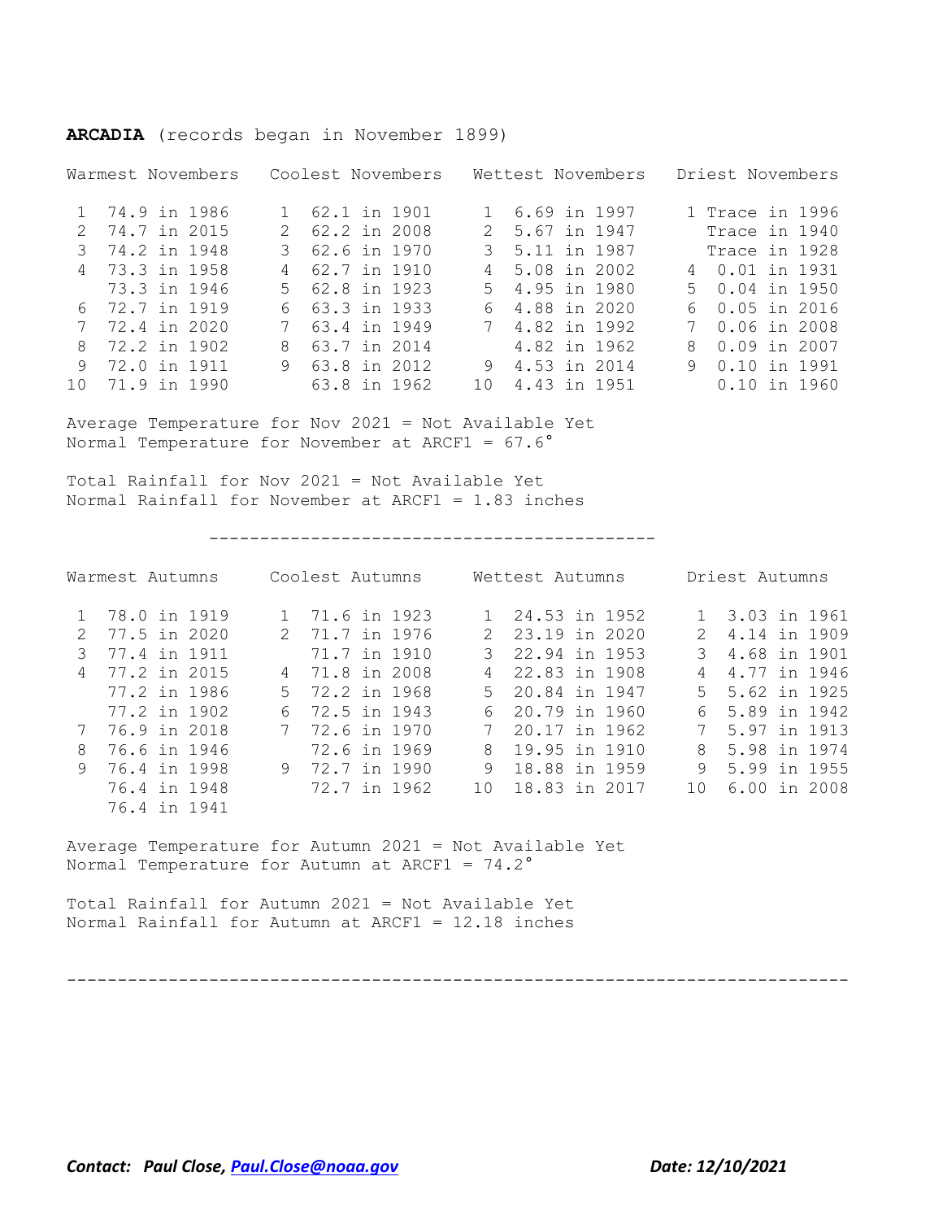**ARCADIA** (records began in November 1899)

| Warmest Novembers | | Coolest Novembers | | Wettest Novembers | | Driest Novembers | |
|---|---|---|---|---|---|---|---|
| 1 | 74.9 in 1986 | 1 | 62.1 in 1901 | 1 | 6.69 in 1997 | 1 | Trace in 1996 |
| 2 | 74.7 in 2015 | 2 | 62.2 in 2008 | 2 | 5.67 in 1947 | | Trace in 1940 |
| 3 | 74.2 in 1948 | 3 | 62.6 in 1970 | 3 | 5.11 in 1987 | | Trace in 1928 |
| 4 | 73.3 in 1958 | 4 | 62.7 in 1910 | 4 | 5.08 in 2002 | 4 | 0.01 in 1931 |
| | 73.3 in 1946 | 5 | 62.8 in 1923 | 5 | 4.95 in 1980 | 5 | 0.04 in 1950 |
| 6 | 72.7 in 1919 | 6 | 63.3 in 1933 | 6 | 4.88 in 2020 | 6 | 0.05 in 2016 |
| 7 | 72.4 in 2020 | 7 | 63.4 in 1949 | 7 | 4.82 in 1992 | 7 | 0.06 in 2008 |
| 8 | 72.2 in 1902 | 8 | 63.7 in 2014 | | 4.82 in 1962 | 8 | 0.09 in 2007 |
| 9 | 72.0 in 1911 | 9 | 63.8 in 2012 | 9 | 4.53 in 2014 | 9 | 0.10 in 1991 |
| 10 | 71.9 in 1990 | | 63.8 in 1962 | 10 | 4.43 in 1951 | | 0.10 in 1960 |

Average Temperature for Nov 2021 = Not Available Yet
Normal Temperature for November at ARCF1 = 67.6°

Total Rainfall for Nov 2021 = Not Available Yet
Normal Rainfall for November at ARCF1 = 1.83 inches

---

| Warmest Autumns | | Coolest Autumns | | Wettest Autumns | | Driest Autumns | |
|---|---|---|---|---|---|---|---|
| 1 | 78.0 in 1919 | 1 | 71.6 in 1923 | 1 | 24.53 in 1952 | 1 | 3.03 in 1961 |
| 2 | 77.5 in 2020 | 2 | 71.7 in 1976 | 2 | 23.19 in 2020 | 2 | 4.14 in 1909 |
| 3 | 77.4 in 1911 | | 71.7 in 1910 | 3 | 22.94 in 1953 | 3 | 4.68 in 1901 |
| 4 | 77.2 in 2015 | 4 | 71.8 in 2008 | 4 | 22.83 in 1908 | 4 | 4.77 in 1946 |
| | 77.2 in 1986 | 5 | 72.2 in 1968 | 5 | 20.84 in 1947 | 5 | 5.62 in 1925 |
| | 77.2 in 1902 | 6 | 72.5 in 1943 | 6 | 20.79 in 1960 | 6 | 5.89 in 1942 |
| 7 | 76.9 in 2018 | 7 | 72.6 in 1970 | 7 | 20.17 in 1962 | 7 | 5.97 in 1913 |
| 8 | 76.6 in 1946 | | 72.6 in 1969 | 8 | 19.95 in 1910 | 8 | 5.98 in 1974 |
| 9 | 76.4 in 1998 | 9 | 72.7 in 1990 | 9 | 18.88 in 1959 | 9 | 5.99 in 1955 |
| | 76.4 in 1948 | | 72.7 in 1962 | 10 | 18.83 in 2017 | 10 | 6.00 in 2008 |
| | 76.4 in 1941 | | | | | | |

Average Temperature for Autumn 2021 = Not Available Yet
Normal Temperature for Autumn at ARCF1 = 74.2°

Total Rainfall for Autumn 2021 = Not Available Yet
Normal Rainfall for Autumn at ARCF1 = 12.18 inches

---

***Contact: Paul Close, [Paul.Close@noaa.gov](mailto:Paul.Close@noaa.gov)*** ***Date: 12/10/2021***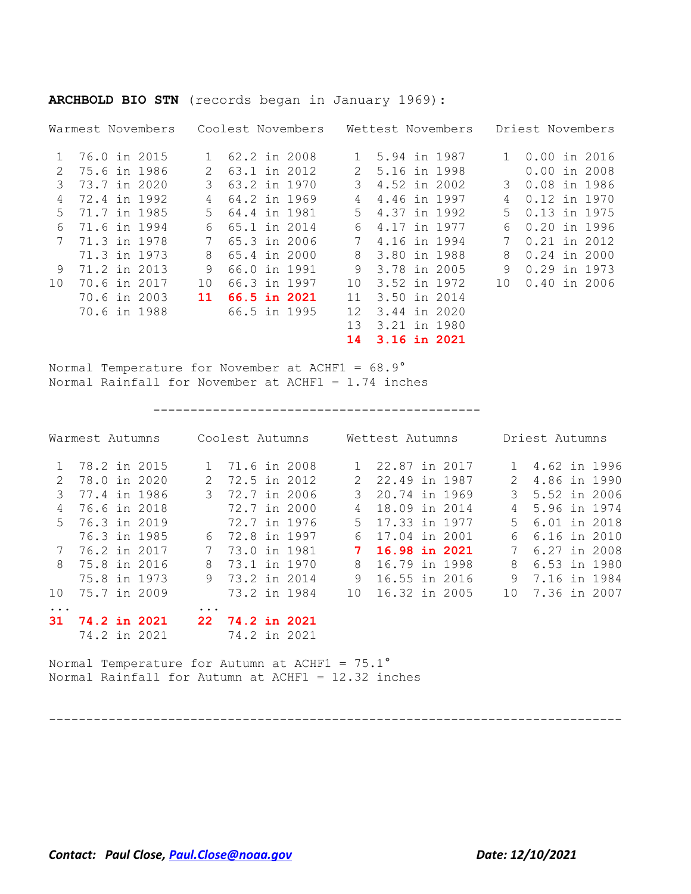**ARCHBOLD BIO STN** (records began in January 1969):

| Warmest Novembers | | Coolest Novembers | | Wettest Novembers | | Driest Novembers | |
|---|---|---|---|---|---|---|---|
| 1 | 76.0 in 2015 | 1 | 62.2 in 2008 | 1 | 5.94 in 1987 | 1 | 0.00 in 2016 |
| 2 | 75.6 in 1986 | 2 | 63.1 in 2012 | 2 | 5.16 in 1998 | | 0.00 in 2008 |
| 3 | 73.7 in 2020 | 3 | 63.2 in 1970 | 3 | 4.52 in 2002 | 3 | 0.08 in 1986 |
| 4 | 72.4 in 1992 | 4 | 64.2 in 1969 | 4 | 4.46 in 1997 | 4 | 0.12 in 1970 |
| 5 | 71.7 in 1985 | 5 | 64.4 in 1981 | 5 | 4.37 in 1992 | 5 | 0.13 in 1975 |
| 6 | 71.6 in 1994 | 6 | 65.1 in 2014 | 6 | 4.17 in 1977 | 6 | 0.20 in 1996 |
| 7 | 71.3 in 1978 | 7 | 65.3 in 2006 | 7 | 4.16 in 1994 | 7 | 0.21 in 2012 |
| | 71.3 in 1973 | 8 | 65.4 in 2000 | 8 | 3.80 in 1988 | 8 | 0.24 in 2000 |
| 9 | 71.2 in 2013 | 9 | 66.0 in 1991 | 9 | 3.78 in 2005 | 9 | 0.29 in 1973 |
| 10 | 70.6 in 2017 | 10 | 66.3 in 1997 | 10 | 3.52 in 1972 | 10 | 0.40 in 2006 |
| | 70.6 in 2003 | **11** | **66.5 in 2021** | 11 | 3.50 in 2014 | | |
| | 70.6 in 1988 | | 66.5 in 1995 | 12 | 3.44 in 2020 | | |
| | | | | 13 | 3.21 in 1980 | | |
| | | | | **14** | **3.16 in 2021** | | |

Normal Temperature for November at ACHF1 = 68.9°
Normal Rainfall for November at ACHF1 = 1.74 inches

---

| Warmest Autumns | | Coolest Autumns | | Wettest Autumns | | Driest Autumns | |
|---|---|---|---|---|---|---|---|
| 1 | 78.2 in 2015 | 1 | 71.6 in 2008 | 1 | 22.87 in 2017 | 1 | 4.62 in 1996 |
| 2 | 78.0 in 2020 | 2 | 72.5 in 2012 | 2 | 22.49 in 1987 | 2 | 4.86 in 1990 |
| 3 | 77.4 in 1986 | 3 | 72.7 in 2006 | 3 | 20.74 in 1969 | 3 | 5.52 in 2006 |
| 4 | 76.6 in 2018 | | 72.7 in 2000 | 4 | 18.09 in 2014 | 4 | 5.96 in 1974 |
| 5 | 76.3 in 2019 | | 72.7 in 1976 | 5 | 17.33 in 1977 | 5 | 6.01 in 2018 |
| | 76.3 in 1985 | 6 | 72.8 in 1997 | 6 | 17.04 in 2001 | 6 | 6.16 in 2010 |
| 7 | 76.2 in 2017 | 7 | 73.0 in 1981 | **7** | **16.98 in 2021** | 7 | 6.27 in 2008 |
| 8 | 75.8 in 2016 | 8 | 73.1 in 1970 | 8 | 16.79 in 1998 | 8 | 6.53 in 1980 |
| | 75.8 in 1973 | 9 | 73.2 in 2014 | 9 | 16.55 in 2016 | 9 | 7.16 in 1984 |
| 10 | 75.7 in 2009 | | 73.2 in 1984 | 10 | 16.32 in 2005 | 10 | 7.36 in 2007 |
| ... | | ... | | | | | |
| **31** | **74.2 in 2021** | **22** | **74.2 in 2021** | | | | |
| | 74.2 in 2021 | | 74.2 in 2021 | | | | |

Normal Temperature for Autumn at ACHF1 = 75.1°
Normal Rainfall for Autumn at ACHF1 = 12.32 inches

---

***Contact: Paul Close, [Paul.Close@noaa.gov](mailto:Paul.Close@noaa.gov)*** ***Date: 12/10/2021***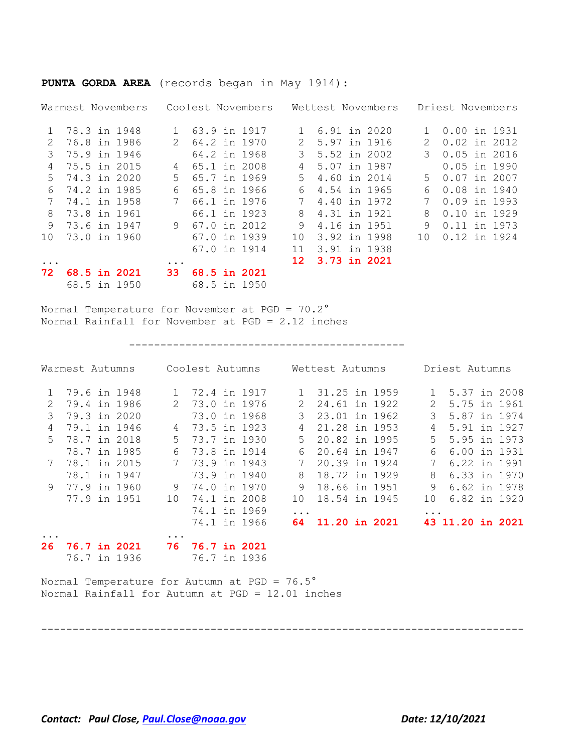**PUNTA GORDA AREA** (records began in May 1914):

| Warmest Novembers | Coolest Novembers | Wettest Novembers | Driest Novembers |
|---|---|---|---|
| 1 78.3 in 1948 | 1 63.9 in 1917 | 1 6.91 in 2020 | 1 0.00 in 1931 |
| 2 76.8 in 1986 | 2 64.2 in 1970 | 2 5.97 in 1916 | 2 0.02 in 2012 |
| 3 75.9 in 1946 | 64.2 in 1968 | 3 5.52 in 2002 | 3 0.05 in 2016 |
| 4 75.5 in 2015 | 4 65.1 in 2008 | 4 5.07 in 1987 | 0.05 in 1990 |
| 5 74.3 in 2020 | 5 65.7 in 1969 | 5 4.60 in 2014 | 5 0.07 in 2007 |
| 6 74.2 in 1985 | 6 65.8 in 1966 | 6 4.54 in 1965 | 6 0.08 in 1940 |
| 7 74.1 in 1958 | 7 66.1 in 1976 | 7 4.40 in 1972 | 7 0.09 in 1993 |
| 8 73.8 in 1961 | 66.1 in 1923 | 8 4.31 in 1921 | 8 0.10 in 1929 |
| 9 73.6 in 1947 | 9 67.0 in 2012 | 9 4.16 in 1951 | 9 0.11 in 1973 |
| 10 73.0 in 1960 | 67.0 in 1939 | 10 3.92 in 1998 | 10 0.12 in 1924 |
| | 67.0 in 1914 | 11 3.91 in 1938 | |
| ... | ... | **12 3.73 in 2021** | |
| **72 68.5 in 2021** | **33 68.5 in 2021** | | |
| 68.5 in 1950 | 68.5 in 1950 | | |

Normal Temperature for November at PGD = 70.2°
Normal Rainfall for November at PGD = 2.12 inches

---

| Warmest Autumns | Coolest Autumns | Wettest Autumns | Driest Autumns |
|---|---|---|---|
| 1 79.6 in 1948 | 1 72.4 in 1917 | 1 31.25 in 1959 | 1 5.37 in 2008 |
| 2 79.4 in 1986 | 2 73.0 in 1976 | 2 24.61 in 1922 | 2 5.75 in 1961 |
| 3 79.3 in 2020 | 73.0 in 1968 | 3 23.01 in 1962 | 3 5.87 in 1974 |
| 4 79.1 in 1946 | 4 73.5 in 1923 | 4 21.28 in 1953 | 4 5.91 in 1927 |
| 5 78.7 in 2018 | 5 73.7 in 1930 | 5 20.82 in 1995 | 5 5.95 in 1973 |
| 78.7 in 1985 | 6 73.8 in 1914 | 6 20.64 in 1947 | 6 6.00 in 1931 |
| 7 78.1 in 2015 | 7 73.9 in 1943 | 7 20.39 in 1924 | 7 6.22 in 1991 |
| 78.1 in 1947 | 73.9 in 1940 | 8 18.72 in 1929 | 8 6.33 in 1970 |
| 9 77.9 in 1960 | 9 74.0 in 1970 | 9 18.66 in 1951 | 9 6.62 in 1978 |
| 77.9 in 1951 | 10 74.1 in 2008 | 10 18.54 in 1945 | 10 6.82 in 1920 |
| | 74.1 in 1969 | ... | ... |
| | 74.1 in 1966 | **64 11.20 in 2021** | **43 11.20 in 2021** |
| ... | ... | | |
| **26 76.7 in 2021** | **76 76.7 in 2021** | | |
| 76.7 in 1936 | 76.7 in 1936 | | |

Normal Temperature for Autumn at PGD = 76.5°
Normal Rainfall for Autumn at PGD = 12.01 inches

---

***Contact: Paul Close, Paul.Close@noaa.gov*** ***Date: 12/10/2021***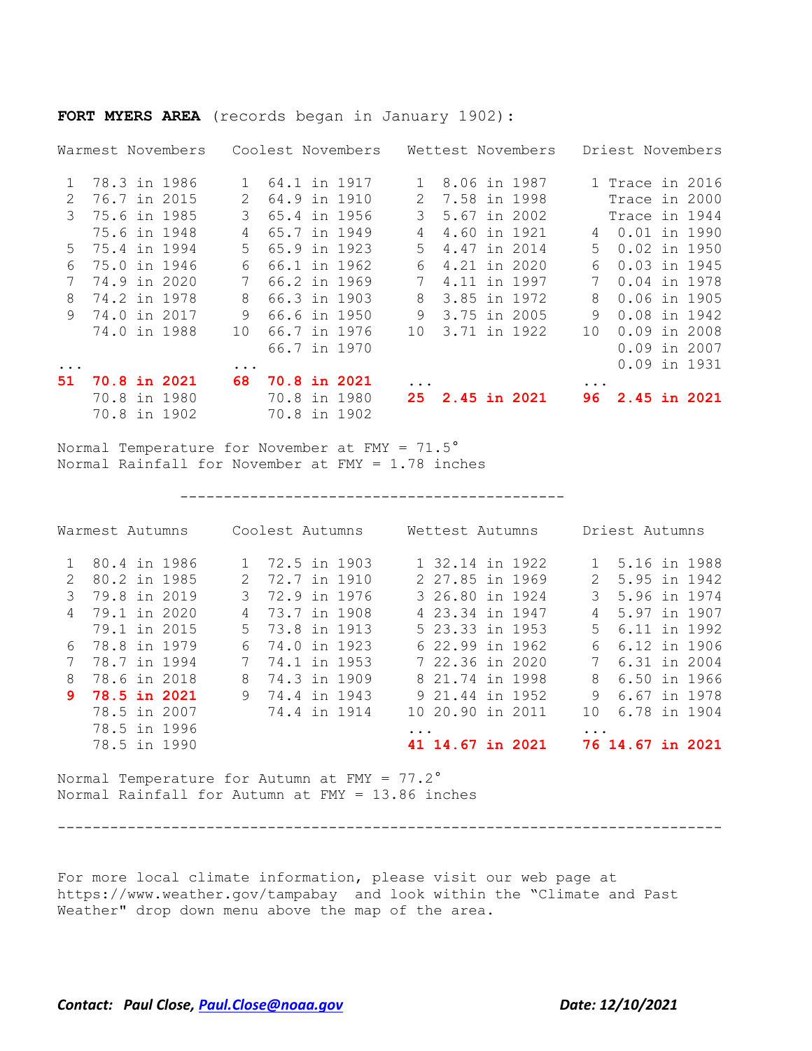**FORT MYERS AREA** (records began in January 1902):

| Warmest Novembers | | Coolest Novembers | | Wettest Novembers | | Driest Novembers | |
|---|---|---|---|---|---|---|---|
| 1 | 78.3 in 1986 | 1 | 64.1 in 1917 | 1 | 8.06 in 1987 | 1 | Trace in 2016 |
| 2 | 76.7 in 2015 | 2 | 64.9 in 1910 | 2 | 7.58 in 1998 | | Trace in 2000 |
| 3 | 75.6 in 1985 | 3 | 65.4 in 1956 | 3 | 5.67 in 2002 | | Trace in 1944 |
| | 75.6 in 1948 | 4 | 65.7 in 1949 | 4 | 4.60 in 1921 | 4 | 0.01 in 1990 |
| 5 | 75.4 in 1994 | 5 | 65.9 in 1923 | 5 | 4.47 in 2014 | 5 | 0.02 in 1950 |
| 6 | 75.0 in 1946 | 6 | 66.1 in 1962 | 6 | 4.21 in 2020 | 6 | 0.03 in 1945 |
| 7 | 74.9 in 2020 | 7 | 66.2 in 1969 | 7 | 4.11 in 1997 | 7 | 0.04 in 1978 |
| 8 | 74.2 in 1978 | 8 | 66.3 in 1903 | 8 | 3.85 in 1972 | 8 | 0.06 in 1905 |
| 9 | 74.0 in 2017 | 9 | 66.6 in 1950 | 9 | 3.75 in 2005 | 9 | 0.08 in 1942 |
| | 74.0 in 1988 | 10 | 66.7 in 1976 | 10 | 3.71 in 1922 | 10 | 0.09 in 2008 |
| | | | 66.7 in 1970 | | | | 0.09 in 2007 |
| ... | | ... | | | | | 0.09 in 1931 |
| **51** | **70.8 in 2021** | **68** | **70.8 in 2021** | ... | | ... | |
| | 70.8 in 1980 | | 70.8 in 1980 | **25** | **2.45 in 2021** | **96** | **2.45 in 2021** |
| | 70.8 in 1902 | | 70.8 in 1902 | | | | |

Normal Temperature for November at FMY = 71.5°
Normal Rainfall for November at FMY = 1.78 inches

---

| Warmest Autumns | | Coolest Autumns | | Wettest Autumns | | Driest Autumns | |
|---|---|---|---|---|---|---|---|
| 1 | 80.4 in 1986 | 1 | 72.5 in 1903 | 1 | 32.14 in 1922 | 1 | 5.16 in 1988 |
| 2 | 80.2 in 1985 | 2 | 72.7 in 1910 | 2 | 27.85 in 1969 | 2 | 5.95 in 1942 |
| 3 | 79.8 in 2019 | 3 | 72.9 in 1976 | 3 | 26.80 in 1924 | 3 | 5.96 in 1974 |
| 4 | 79.1 in 2020 | 4 | 73.7 in 1908 | 4 | 23.34 in 1947 | 4 | 5.97 in 1907 |
| | 79.1 in 2015 | 5 | 73.8 in 1913 | 5 | 23.33 in 1953 | 5 | 6.11 in 1992 |
| 6 | 78.8 in 1979 | 6 | 74.0 in 1923 | 6 | 22.99 in 1962 | 6 | 6.12 in 1906 |
| 7 | 78.7 in 1994 | 7 | 74.1 in 1953 | 7 | 22.36 in 2020 | 7 | 6.31 in 2004 |
| 8 | 78.6 in 2018 | 8 | 74.3 in 1909 | 8 | 21.74 in 1998 | 8 | 6.50 in 1966 |
| **9** | **78.5 in 2021** | 9 | 74.4 in 1943 | 9 | 21.44 in 1952 | 9 | 6.67 in 1978 |
| | 78.5 in 2007 | | 74.4 in 1914 | 10 | 20.90 in 2011 | 10 | 6.78 in 1904 |
| | 78.5 in 1996 | | | ... | | ... | |
| | 78.5 in 1990 | | | **41** | **14.67 in 2021** | **76** | **14.67 in 2021** |

Normal Temperature for Autumn at FMY = 77.2°
Normal Rainfall for Autumn at FMY = 13.86 inches

---

For more local climate information, please visit our web page at https://www.weather.gov/tampabay and look within the "Climate and Past Weather" drop down menu above the map of the area.

*Contact: Paul Close, Paul.Close@noaa.gov* *Date: 12/10/2021*